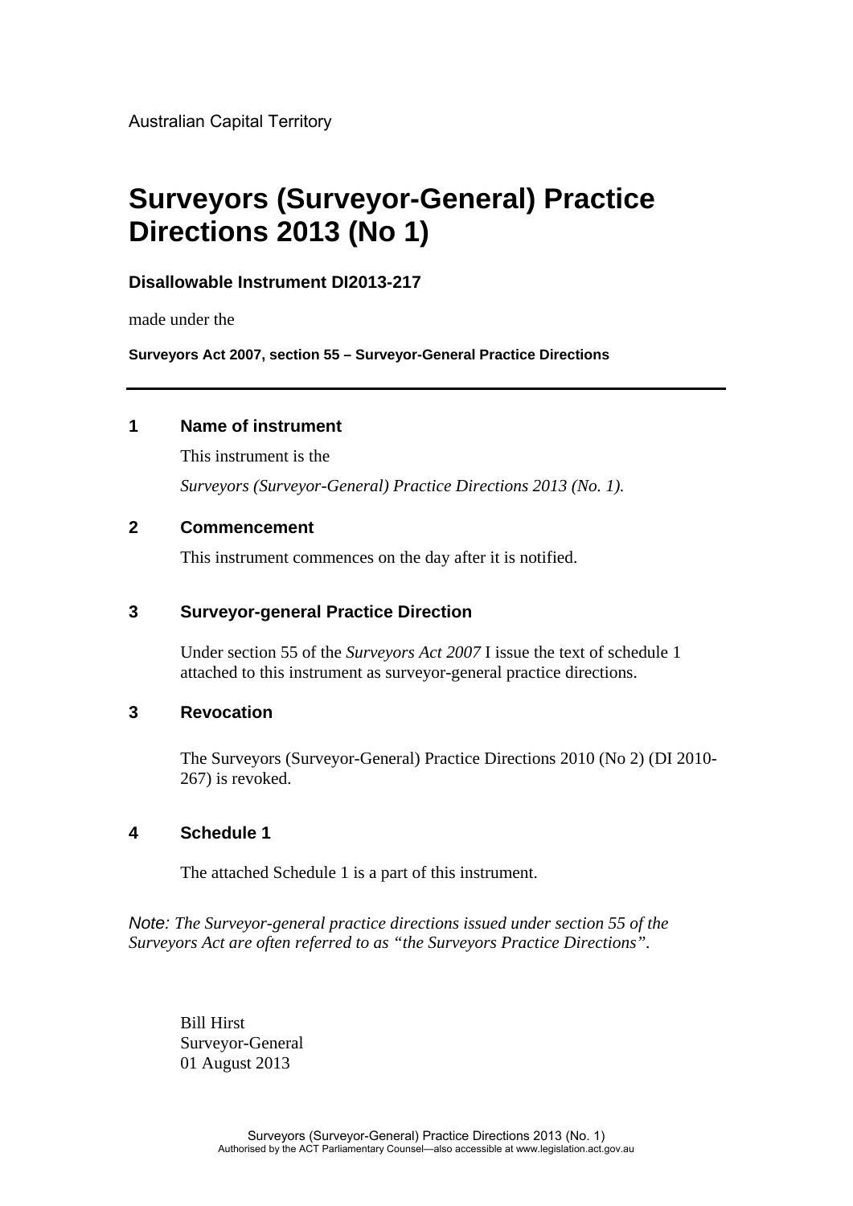Australian Capital Territory

# Surveyors (Surveyor-General) Practice Directions 2013 (No 1)

### Disallowable Instrument DI2013-217

made under the

**Surveyors Act 2007, section 55 – Surveyor-General Practice Directions**

---

## 1 Name of instrument

This instrument is the

*Surveyors (Surveyor-General) Practice Directions 2013 (No. 1).*

## 2 Commencement

This instrument commences on the day after it is notified.

## 3 Surveyor-general Practice Direction

Under section 55 of the *Surveyors Act 2007* I issue the text of schedule 1 attached to this instrument as surveyor-general practice directions.

## 3 Revocation

The Surveyors (Surveyor-General) Practice Directions 2010 (No 2) (DI 2010-267) is revoked.

## 4 Schedule 1

The attached Schedule 1 is a part of this instrument.

*Note: The Surveyor-general practice directions issued under section 55 of the Surveyors Act are often referred to as "the Surveyors Practice Directions".*

Bill Hirst
Surveyor-General
01 August 2013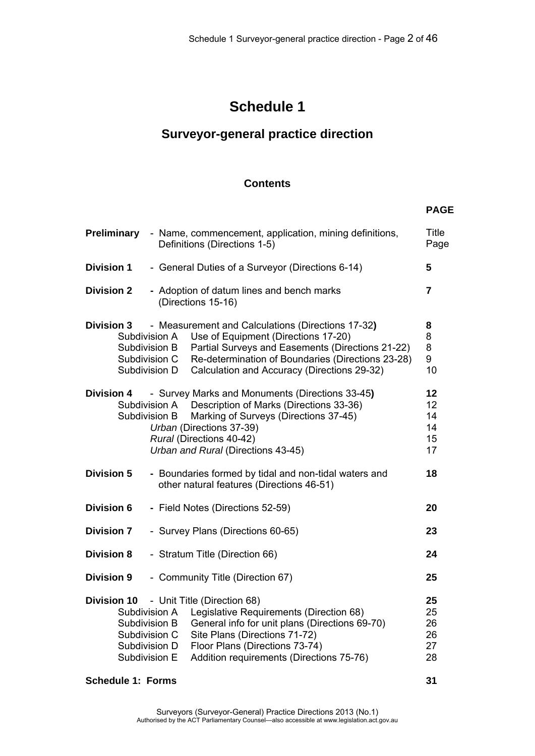# Schedule 1

## Surveyor-general practice direction

### Contents

| | | PAGE |
|---|---|---|
| **Preliminary** | - Name, commencement, application, mining definitions, Definitions (Directions 1-5) | Title Page |
| **Division 1** | - General Duties of a Surveyor (Directions 6-14) | **5** |
| **Division 2** | **-** Adoption of datum lines and bench marks (Directions 15-16) | **7** |
| **Division 3** | - Measurement and Calculations (Directions 17-32**)** | **8** |
| Subdivision A | Use of Equipment (Directions 17-20) | 8 |
| Subdivision B | Partial Surveys and Easements (Directions 21-22) | 8 |
| Subdivision C | Re-determination of Boundaries (Directions 23-28) | 9 |
| Subdivision D | Calculation and Accuracy (Directions 29-32) | 10 |
| **Division 4** | - Survey Marks and Monuments (Directions 33-45**)** | **12** |
| Subdivision A | Description of Marks (Directions 33-36) | 12 |
| Subdivision B | Marking of Surveys (Directions 37-45) | 14 |
| | *Urban* (Directions 37-39) | 14 |
| | *Rural* (Directions 40-42) | 15 |
| | *Urban and Rural* (Directions 43-45) | 17 |
| **Division 5** | **-** Boundaries formed by tidal and non-tidal waters and other natural features (Directions 46-51) | **18** |
| **Division 6** | **-** Field Notes (Directions 52-59) | **20** |
| **Division 7** | - Survey Plans (Directions 60-65) | **23** |
| **Division 8** | - Stratum Title (Direction 66) | **24** |
| **Division 9** | - Community Title (Direction 67) | **25** |
| **Division 10** | - Unit Title (Direction 68) | **25** |
| Subdivision A | Legislative Requirements (Direction 68) | 25 |
| Subdivision B | General info for unit plans (Directions 69-70) | 26 |
| Subdivision C | Site Plans (Directions 71-72) | 26 |
| Subdivision D | Floor Plans (Directions 73-74) | 27 |
| Subdivision E | Addition requirements (Directions 75-76) | 28 |
| **Schedule 1: Forms** | | **31** |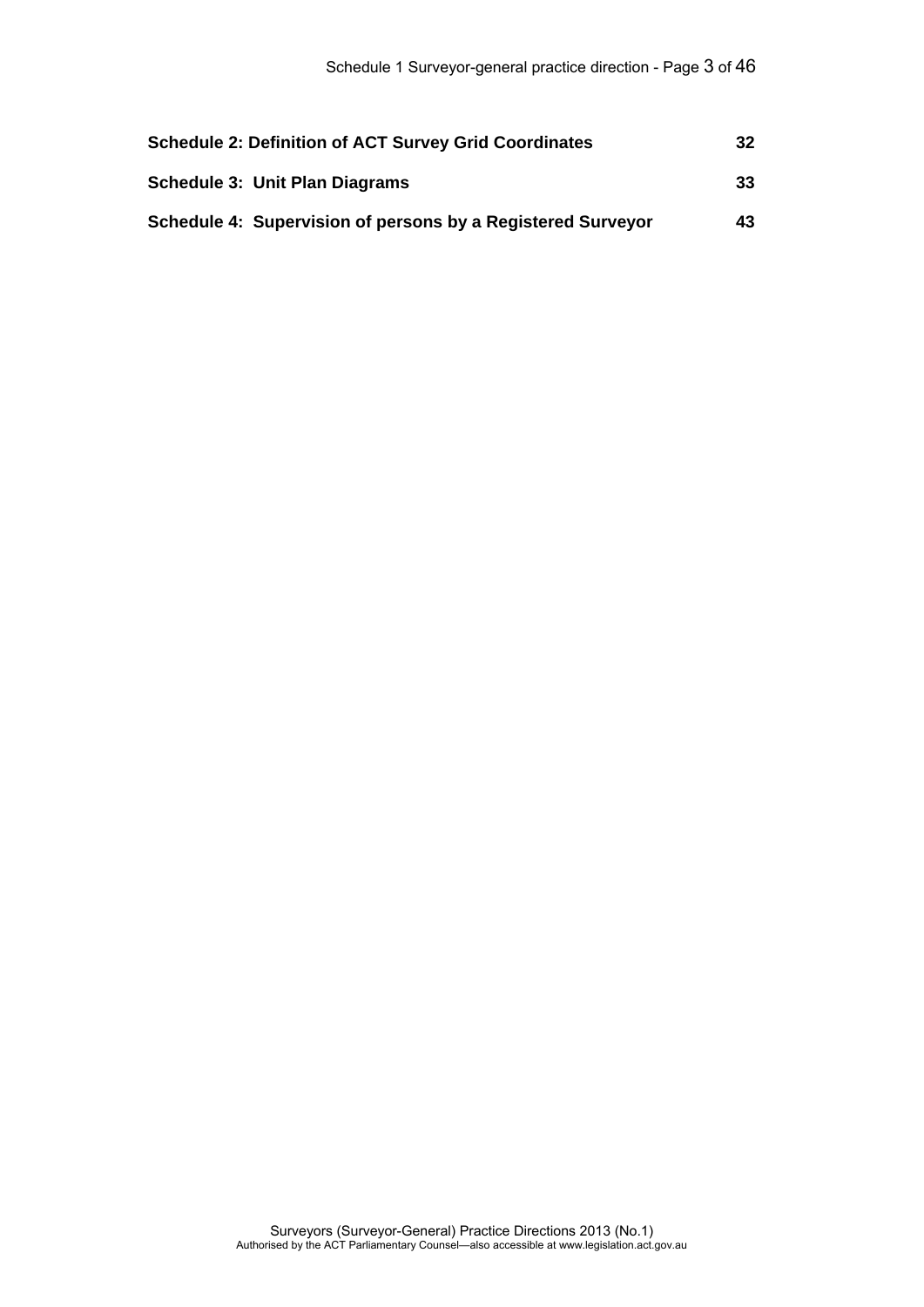| | |
|---|---|
| **Schedule 2: Definition of ACT Survey Grid Coordinates** | **32** |
| **Schedule 3: Unit Plan Diagrams** | **33** |
| **Schedule 4: Supervision of persons by a Registered Surveyor** | **43** |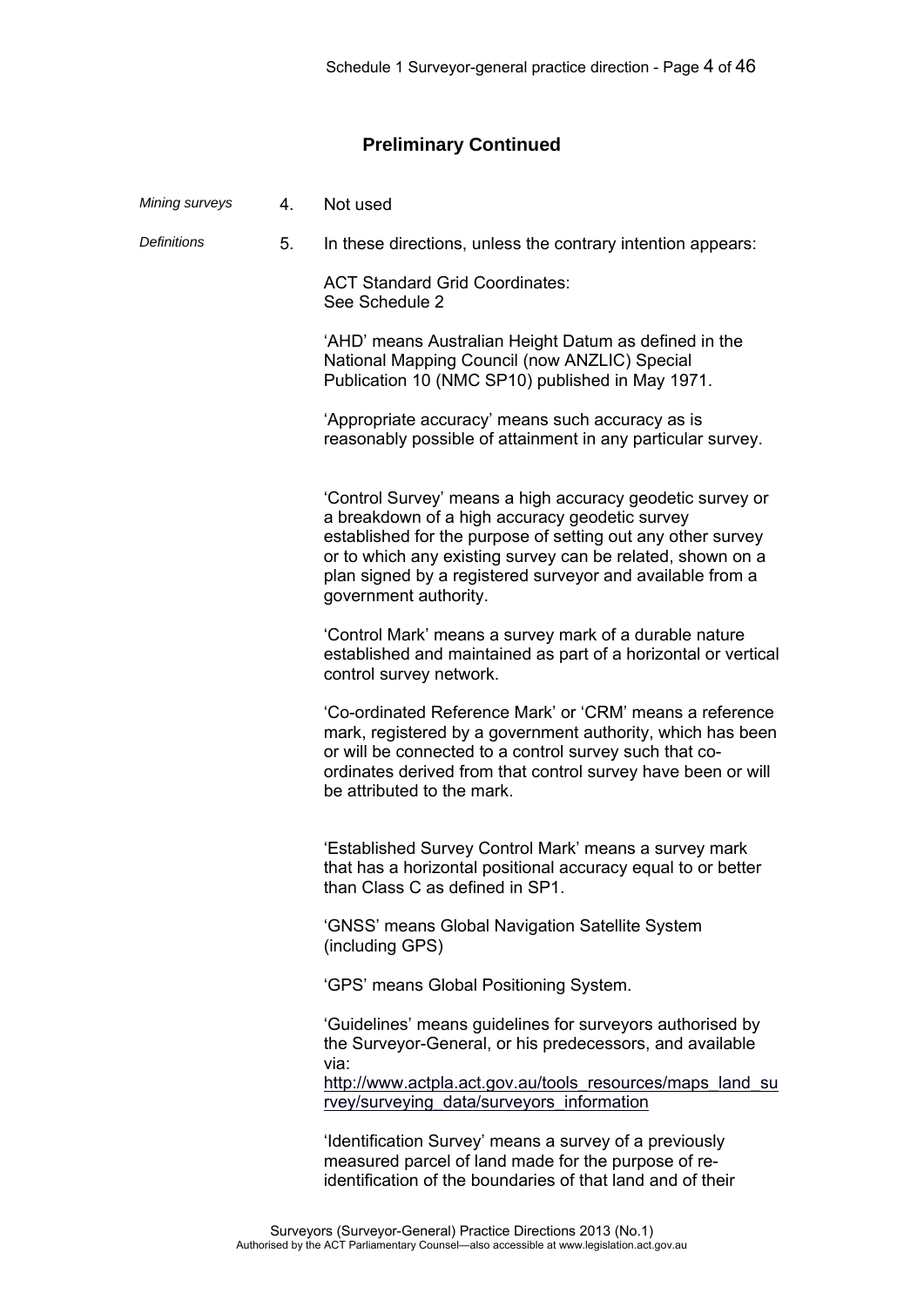## Preliminary Continued

*Mining surveys* 4. Not used

*Definitions* 5. In these directions, unless the contrary intention appears:

ACT Standard Grid Coordinates:
See Schedule 2

'AHD' means Australian Height Datum as defined in the National Mapping Council (now ANZLIC) Special Publication 10 (NMC SP10) published in May 1971.

'Appropriate accuracy' means such accuracy as is reasonably possible of attainment in any particular survey.

'Control Survey' means a high accuracy geodetic survey or a breakdown of a high accuracy geodetic survey established for the purpose of setting out any other survey or to which any existing survey can be related, shown on a plan signed by a registered surveyor and available from a government authority.

'Control Mark' means a survey mark of a durable nature established and maintained as part of a horizontal or vertical control survey network.

'Co-ordinated Reference Mark' or 'CRM' means a reference mark, registered by a government authority, which has been or will be connected to a control survey such that co-ordinates derived from that control survey have been or will be attributed to the mark.

'Established Survey Control Mark' means a survey mark that has a horizontal positional accuracy equal to or better than Class C as defined in SP1.

'GNSS' means Global Navigation Satellite System (including GPS)

'GPS' means Global Positioning System.

'Guidelines' means guidelines for surveyors authorised by the Surveyor-General, or his predecessors, and available via:
http://www.actpla.act.gov.au/tools_resources/maps_land_survey/surveying_data/surveyors_information

'Identification Survey' means a survey of a previously measured parcel of land made for the purpose of re-identification of the boundaries of that land and of their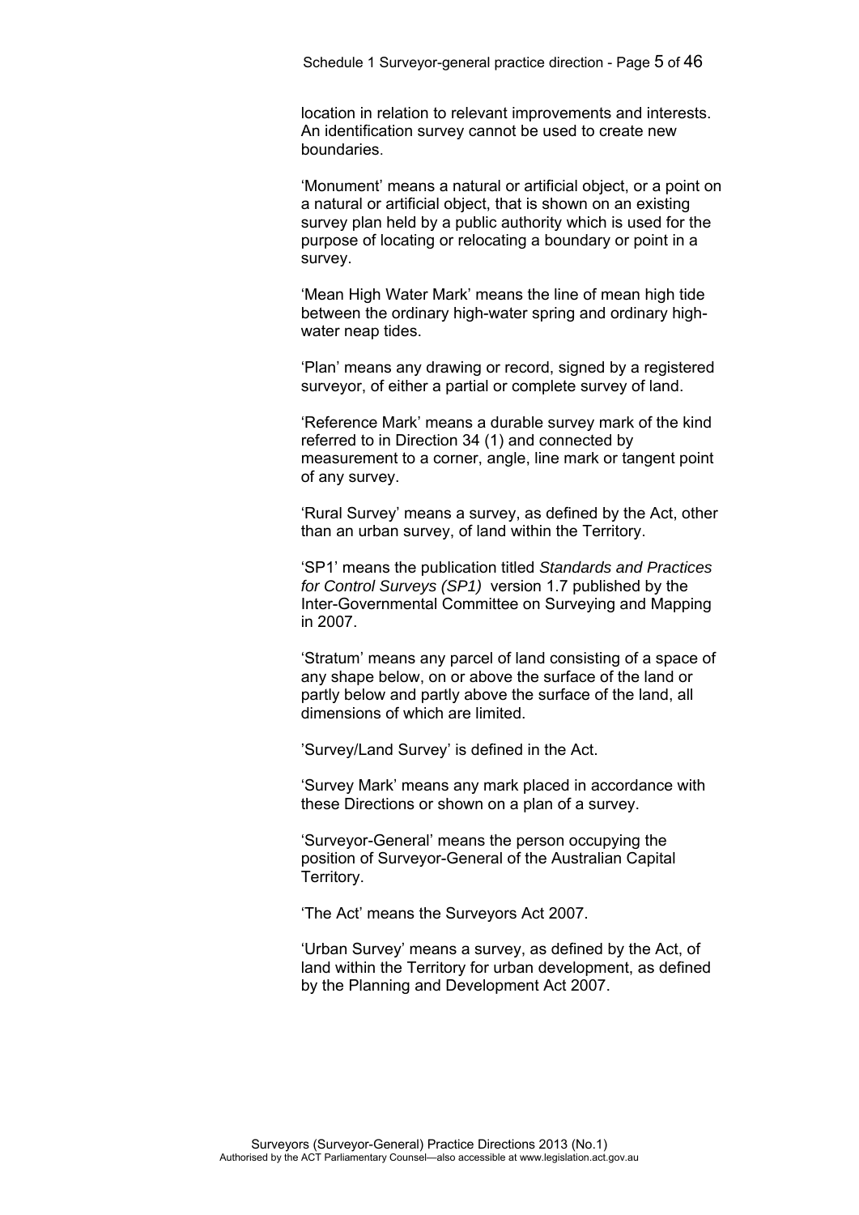location in relation to relevant improvements and interests. An identification survey cannot be used to create new boundaries.

'Monument' means a natural or artificial object, or a point on a natural or artificial object, that is shown on an existing survey plan held by a public authority which is used for the purpose of locating or relocating a boundary or point in a survey.

'Mean High Water Mark' means the line of mean high tide between the ordinary high-water spring and ordinary high-water neap tides.

'Plan' means any drawing or record, signed by a registered surveyor, of either a partial or complete survey of land.

'Reference Mark' means a durable survey mark of the kind referred to in Direction 34 (1) and connected by measurement to a corner, angle, line mark or tangent point of any survey.

'Rural Survey' means a survey, as defined by the Act, other than an urban survey, of land within the Territory.

'SP1' means the publication titled *Standards and Practices for Control Surveys (SP1)* version 1.7 published by the Inter-Governmental Committee on Surveying and Mapping in 2007.

'Stratum' means any parcel of land consisting of a space of any shape below, on or above the surface of the land or partly below and partly above the surface of the land, all dimensions of which are limited.

'Survey/Land Survey' is defined in the Act.

'Survey Mark' means any mark placed in accordance with these Directions or shown on a plan of a survey.

'Surveyor-General' means the person occupying the position of Surveyor-General of the Australian Capital Territory.

'The Act' means the Surveyors Act 2007.

'Urban Survey' means a survey, as defined by the Act, of land within the Territory for urban development, as defined by the Planning and Development Act 2007.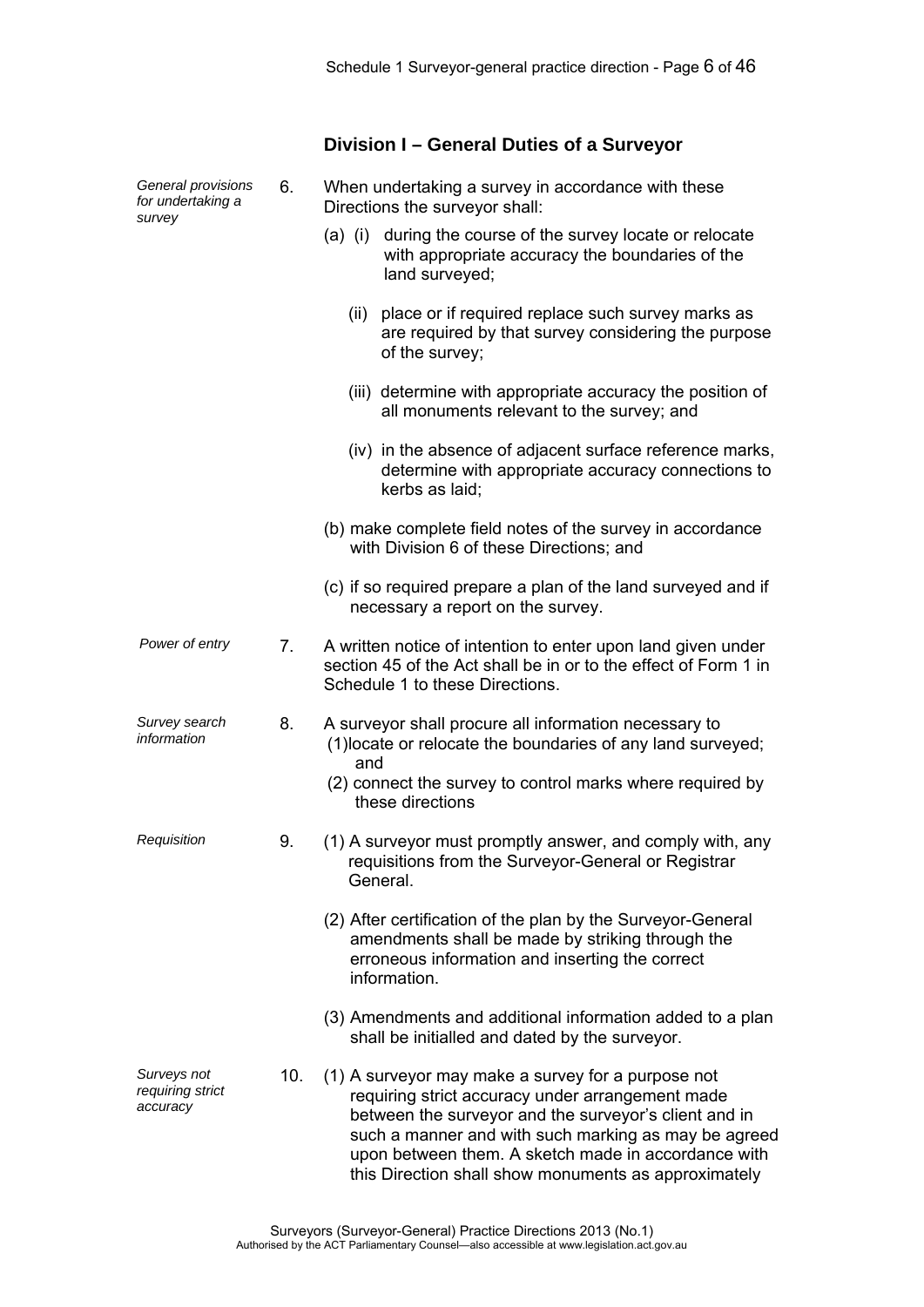## Division I – General Duties of a Surveyor

*General provisions for undertaking a survey*

6. When undertaking a survey in accordance with these Directions the surveyor shall:

   (a) (i) during the course of the survey locate or relocate with appropriate accuracy the boundaries of the land surveyed;

   (ii) place or if required replace such survey marks as are required by that survey considering the purpose of the survey;

   (iii) determine with appropriate accuracy the position of all monuments relevant to the survey; and

   (iv) in the absence of adjacent surface reference marks, determine with appropriate accuracy connections to kerbs as laid;

   (b) make complete field notes of the survey in accordance with Division 6 of these Directions; and

   (c) if so required prepare a plan of the land surveyed and if necessary a report on the survey.

*Power of entry*

7. A written notice of intention to enter upon land given under section 45 of the Act shall be in or to the effect of Form 1 in Schedule 1 to these Directions.

*Survey search information*

8. A surveyor shall procure all information necessary to

   (1) locate or relocate the boundaries of any land surveyed; and

   (2) connect the survey to control marks where required by these directions

*Requisition*

9. (1) A surveyor must promptly answer, and comply with, any requisitions from the Surveyor-General or Registrar General.

   (2) After certification of the plan by the Surveyor-General amendments shall be made by striking through the erroneous information and inserting the correct information.

   (3) Amendments and additional information added to a plan shall be initialled and dated by the surveyor.

*Surveys not requiring strict accuracy*

10. (1) A surveyor may make a survey for a purpose not requiring strict accuracy under arrangement made between the surveyor and the surveyor's client and in such a manner and with such marking as may be agreed upon between them. A sketch made in accordance with this Direction shall show monuments as approximately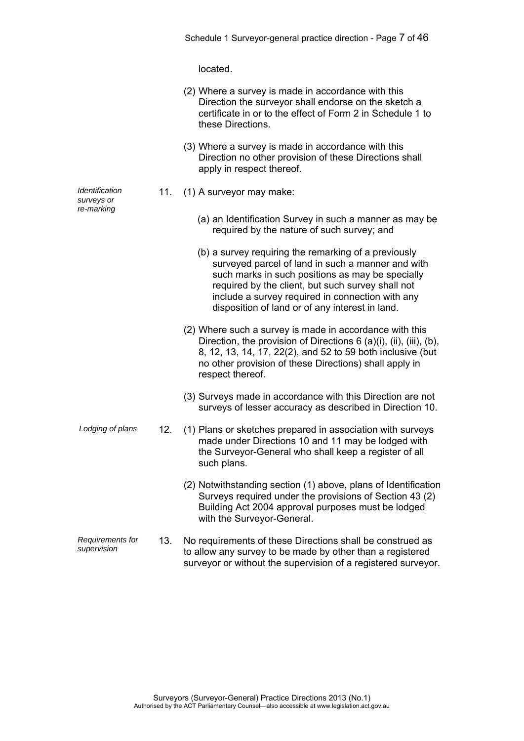located.

(2) Where a survey is made in accordance with this Direction the surveyor shall endorse on the sketch a certificate in or to the effect of Form 2 in Schedule 1 to these Directions.

(3) Where a survey is made in accordance with this Direction no other provision of these Directions shall apply in respect thereof.

*Identification surveys or re-marking*

11. (1) A surveyor may make:

(a) an Identification Survey in such a manner as may be required by the nature of such survey; and

(b) a survey requiring the remarking of a previously surveyed parcel of land in such a manner and with such marks in such positions as may be specially required by the client, but such survey shall not include a survey required in connection with any disposition of land or of any interest in land.

(2) Where such a survey is made in accordance with this Direction, the provision of Directions 6 (a)(i), (ii), (iii), (b), 8, 12, 13, 14, 17, 22(2), and 52 to 59 both inclusive (but no other provision of these Directions) shall apply in respect thereof.

(3) Surveys made in accordance with this Direction are not surveys of lesser accuracy as described in Direction 10.

*Lodging of plans*

12. (1) Plans or sketches prepared in association with surveys made under Directions 10 and 11 may be lodged with the Surveyor-General who shall keep a register of all such plans.

(2) Notwithstanding section (1) above, plans of Identification Surveys required under the provisions of Section 43 (2) Building Act 2004 approval purposes must be lodged with the Surveyor-General.

*Requirements for supervision*

13. No requirements of these Directions shall be construed as to allow any survey to be made by other than a registered surveyor or without the supervision of a registered surveyor.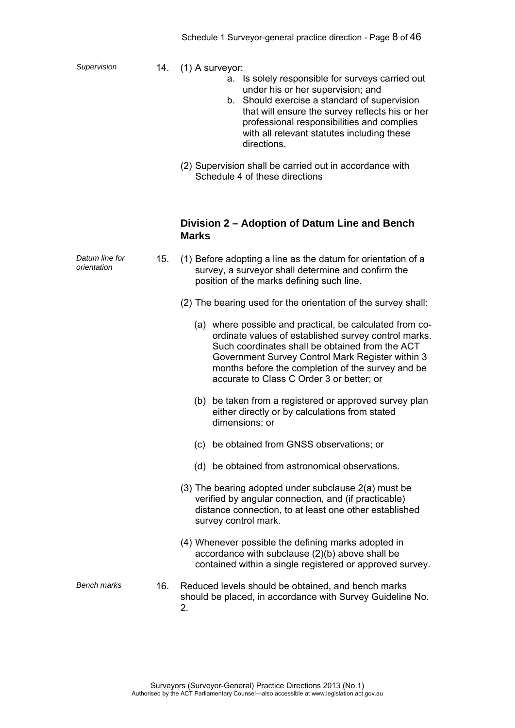*Supervision*

14. (1) A surveyor:

   a. Is solely responsible for surveys carried out under his or her supervision; and
   b. Should exercise a standard of supervision that will ensure the survey reflects his or her professional responsibilities and complies with all relevant statutes including these directions.

(2) Supervision shall be carried out in accordance with Schedule 4 of these directions

## Division 2 – Adoption of Datum Line and Bench Marks

*Datum line for orientation*

15. (1) Before adopting a line as the datum for orientation of a survey, a surveyor shall determine and confirm the position of the marks defining such line.

(2) The bearing used for the orientation of the survey shall:

   (a) where possible and practical, be calculated from co-ordinate values of established survey control marks. Such coordinates shall be obtained from the ACT Government Survey Control Mark Register within 3 months before the completion of the survey and be accurate to Class C Order 3 or better; or

   (b) be taken from a registered or approved survey plan either directly or by calculations from stated dimensions; or

   (c) be obtained from GNSS observations; or

   (d) be obtained from astronomical observations.

(3) The bearing adopted under subclause 2(a) must be verified by angular connection, and (if practicable) distance connection, to at least one other established survey control mark.

(4) Whenever possible the defining marks adopted in accordance with subclause (2)(b) above shall be contained within a single registered or approved survey.

*Bench marks*

16. Reduced levels should be obtained, and bench marks should be placed, in accordance with Survey Guideline No. 2.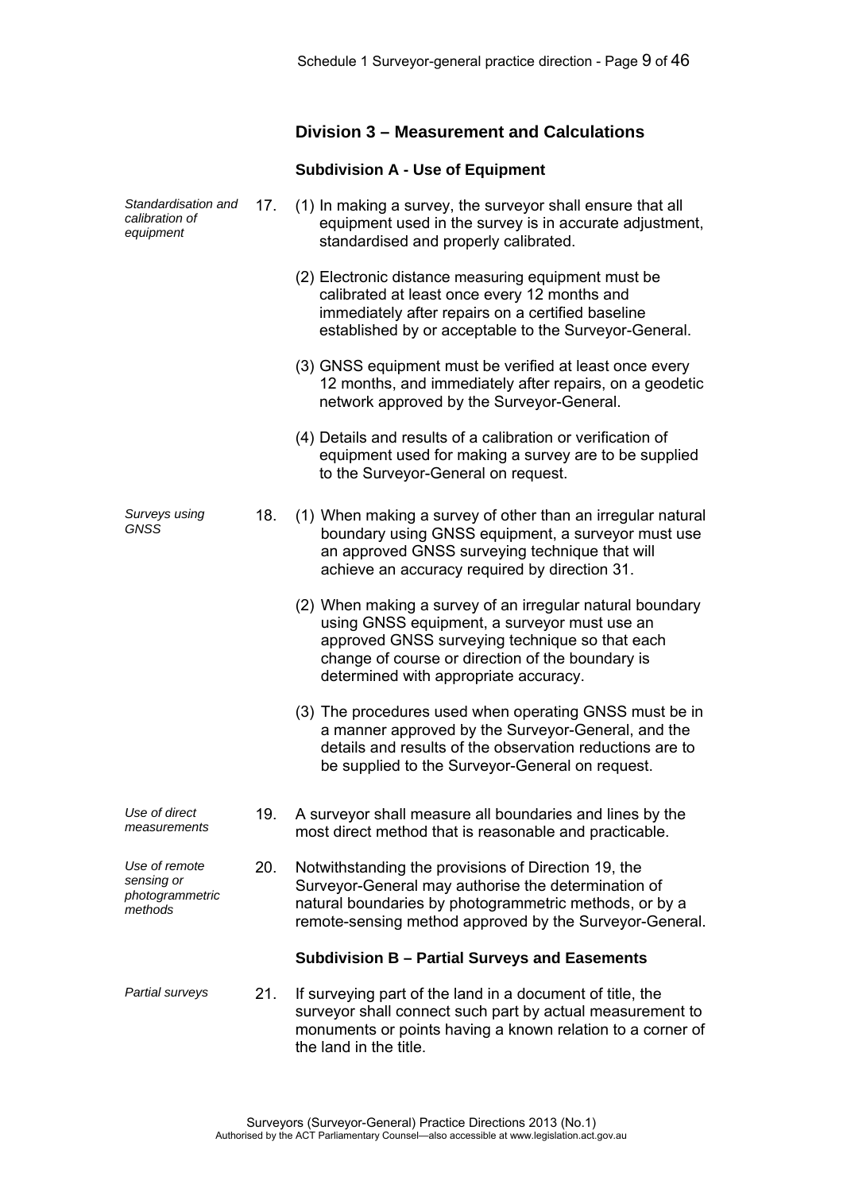## Division 3 – Measurement and Calculations

### Subdivision A - Use of Equipment

*Standardisation and calibration of equipment*

17. (1) In making a survey, the surveyor shall ensure that all equipment used in the survey is in accurate adjustment, standardised and properly calibrated.

(2) Electronic distance measuring equipment must be calibrated at least once every 12 months and immediately after repairs on a certified baseline established by or acceptable to the Surveyor-General.

(3) GNSS equipment must be verified at least once every 12 months, and immediately after repairs, on a geodetic network approved by the Surveyor-General.

(4) Details and results of a calibration or verification of equipment used for making a survey are to be supplied to the Surveyor-General on request.

*Surveys using GNSS*

18. (1) When making a survey of other than an irregular natural boundary using GNSS equipment, a surveyor must use an approved GNSS surveying technique that will achieve an accuracy required by direction 31.

(2) When making a survey of an irregular natural boundary using GNSS equipment, a surveyor must use an approved GNSS surveying technique so that each change of course or direction of the boundary is determined with appropriate accuracy.

(3) The procedures used when operating GNSS must be in a manner approved by the Surveyor-General, and the details and results of the observation reductions are to be supplied to the Surveyor-General on request.

*Use of direct measurements*

19. A surveyor shall measure all boundaries and lines by the most direct method that is reasonable and practicable.

*Use of remote sensing or photogrammetric methods*

20. Notwithstanding the provisions of Direction 19, the Surveyor-General may authorise the determination of natural boundaries by photogrammetric methods, or by a remote-sensing method approved by the Surveyor-General.

### Subdivision B – Partial Surveys and Easements

*Partial surveys*

21. If surveying part of the land in a document of title, the surveyor shall connect such part by actual measurement to monuments or points having a known relation to a corner of the land in the title.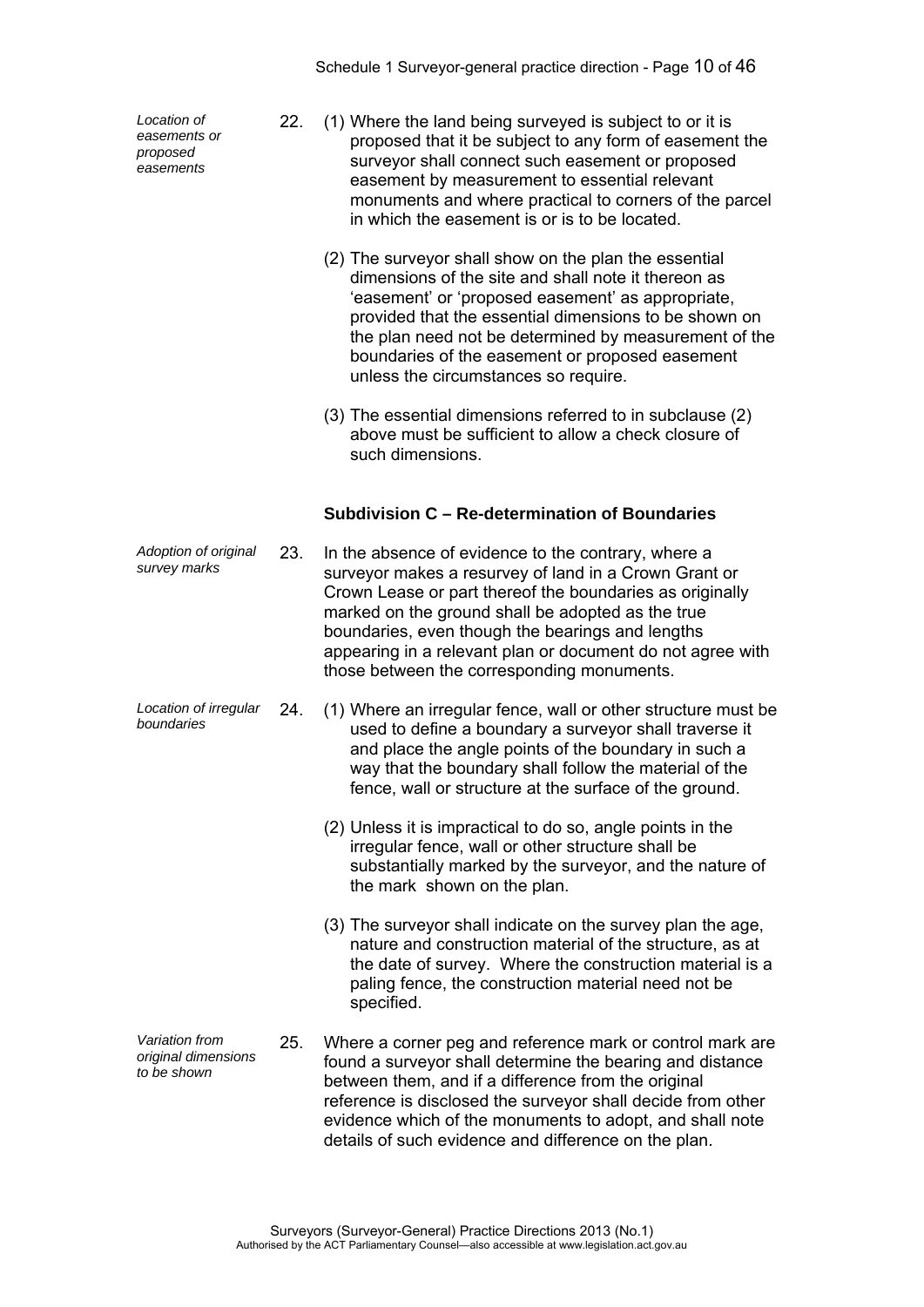*Location of easements or proposed easements*

22. (1) Where the land being surveyed is subject to or it is proposed that it be subject to any form of easement the surveyor shall connect such easement or proposed easement by measurement to essential relevant monuments and where practical to corners of the parcel in which the easement is or is to be located.

(2) The surveyor shall show on the plan the essential dimensions of the site and shall note it thereon as 'easement' or 'proposed easement' as appropriate, provided that the essential dimensions to be shown on the plan need not be determined by measurement of the boundaries of the easement or proposed easement unless the circumstances so require.

(3) The essential dimensions referred to in subclause (2) above must be sufficient to allow a check closure of such dimensions.

### Subdivision C – Re-determination of Boundaries

*Adoption of original survey marks*

23. In the absence of evidence to the contrary, where a surveyor makes a resurvey of land in a Crown Grant or Crown Lease or part thereof the boundaries as originally marked on the ground shall be adopted as the true boundaries, even though the bearings and lengths appearing in a relevant plan or document do not agree with those between the corresponding monuments.

*Location of irregular boundaries*

24. (1) Where an irregular fence, wall or other structure must be used to define a boundary a surveyor shall traverse it and place the angle points of the boundary in such a way that the boundary shall follow the material of the fence, wall or structure at the surface of the ground.

(2) Unless it is impractical to do so, angle points in the irregular fence, wall or other structure shall be substantially marked by the surveyor, and the nature of the mark shown on the plan.

(3) The surveyor shall indicate on the survey plan the age, nature and construction material of the structure, as at the date of survey. Where the construction material is a paling fence, the construction material need not be specified.

*Variation from original dimensions to be shown*

25. Where a corner peg and reference mark or control mark are found a surveyor shall determine the bearing and distance between them, and if a difference from the original reference is disclosed the surveyor shall decide from other evidence which of the monuments to adopt, and shall note details of such evidence and difference on the plan.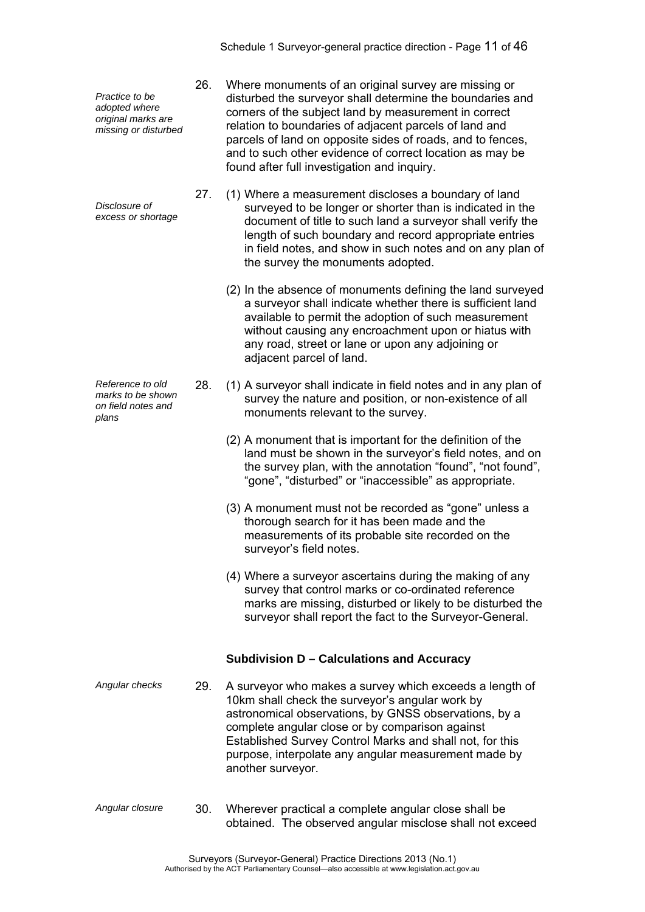*Practice to be adopted where original marks are missing or disturbed*

26. Where monuments of an original survey are missing or disturbed the surveyor shall determine the boundaries and corners of the subject land by measurement in correct relation to boundaries of adjacent parcels of land and parcels of land on opposite sides of roads, and to fences, and to such other evidence of correct location as may be found after full investigation and inquiry.

*Disclosure of excess or shortage*

27. (1) Where a measurement discloses a boundary of land surveyed to be longer or shorter than is indicated in the document of title to such land a surveyor shall verify the length of such boundary and record appropriate entries in field notes, and show in such notes and on any plan of the survey the monuments adopted.

(2) In the absence of monuments defining the land surveyed a surveyor shall indicate whether there is sufficient land available to permit the adoption of such measurement without causing any encroachment upon or hiatus with any road, street or lane or upon any adjoining or adjacent parcel of land.

*Reference to old marks to be shown on field notes and plans*

28. (1) A surveyor shall indicate in field notes and in any plan of survey the nature and position, or non-existence of all monuments relevant to the survey.

(2) A monument that is important for the definition of the land must be shown in the surveyor's field notes, and on the survey plan, with the annotation "found", "not found", "gone", "disturbed" or "inaccessible" as appropriate.

(3) A monument must not be recorded as "gone" unless a thorough search for it has been made and the measurements of its probable site recorded on the surveyor's field notes.

(4) Where a surveyor ascertains during the making of any survey that control marks or co-ordinated reference marks are missing, disturbed or likely to be disturbed the surveyor shall report the fact to the Surveyor-General.

### Subdivision D – Calculations and Accuracy

*Angular checks*

29. A surveyor who makes a survey which exceeds a length of 10km shall check the surveyor's angular work by astronomical observations, by GNSS observations, by a complete angular close or by comparison against Established Survey Control Marks and shall not, for this purpose, interpolate any angular measurement made by another surveyor.

*Angular closure*

30. Wherever practical a complete angular close shall be obtained. The observed angular misclose shall not exceed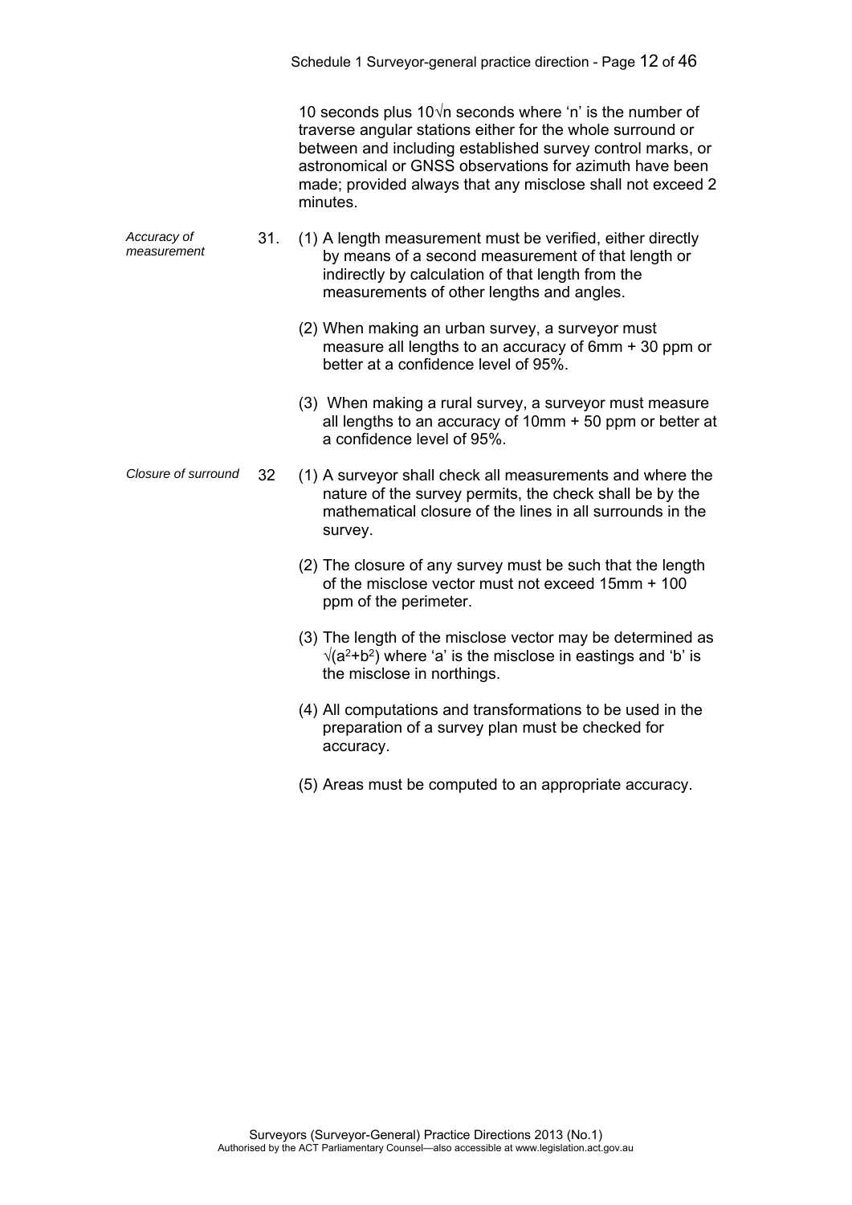10 seconds plus $10\sqrt{n}$ seconds where 'n' is the number of traverse angular stations either for the whole surround or between and including established survey control marks, or astronomical or GNSS observations for azimuth have been made; provided always that any misclose shall not exceed 2 minutes.

*Accuracy of measurement*

31. (1) A length measurement must be verified, either directly by means of a second measurement of that length or indirectly by calculation of that length from the measurements of other lengths and angles.

(2) When making an urban survey, a surveyor must measure all lengths to an accuracy of 6mm + 30 ppm or better at a confidence level of 95%.

(3) When making a rural survey, a surveyor must measure all lengths to an accuracy of 10mm + 50 ppm or better at a confidence level of 95%.

*Closure of surround*

32 (1) A surveyor shall check all measurements and where the nature of the survey permits, the check shall be by the mathematical closure of the lines in all surrounds in the survey.

(2) The closure of any survey must be such that the length of the misclose vector must not exceed 15mm + 100 ppm of the perimeter.

(3) The length of the misclose vector may be determined as $\sqrt{(a^2+b^2)}$ where 'a' is the misclose in eastings and 'b' is the misclose in northings.

(4) All computations and transformations to be used in the preparation of a survey plan must be checked for accuracy.

(5) Areas must be computed to an appropriate accuracy.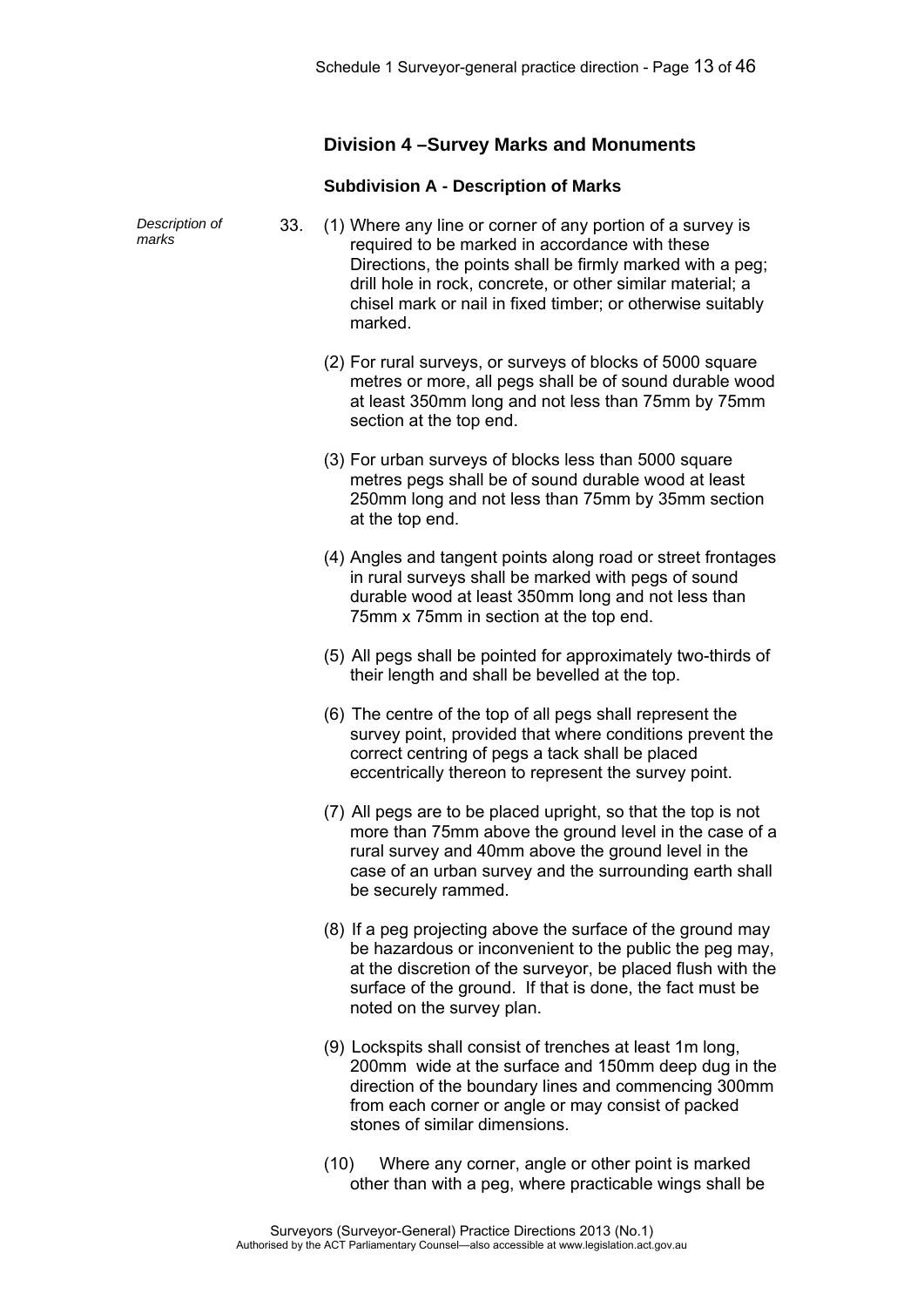## Division 4 –Survey Marks and Monuments

### Subdivision A - Description of Marks

*Description of marks*

33. (1) Where any line or corner of any portion of a survey is required to be marked in accordance with these Directions, the points shall be firmly marked with a peg; drill hole in rock, concrete, or other similar material; a chisel mark or nail in fixed timber; or otherwise suitably marked.

(2) For rural surveys, or surveys of blocks of 5000 square metres or more, all pegs shall be of sound durable wood at least 350mm long and not less than 75mm by 75mm section at the top end.

(3) For urban surveys of blocks less than 5000 square metres pegs shall be of sound durable wood at least 250mm long and not less than 75mm by 35mm section at the top end.

(4) Angles and tangent points along road or street frontages in rural surveys shall be marked with pegs of sound durable wood at least 350mm long and not less than 75mm x 75mm in section at the top end.

(5) All pegs shall be pointed for approximately two-thirds of their length and shall be bevelled at the top.

(6) The centre of the top of all pegs shall represent the survey point, provided that where conditions prevent the correct centring of pegs a tack shall be placed eccentrically thereon to represent the survey point.

(7) All pegs are to be placed upright, so that the top is not more than 75mm above the ground level in the case of a rural survey and 40mm above the ground level in the case of an urban survey and the surrounding earth shall be securely rammed.

(8) If a peg projecting above the surface of the ground may be hazardous or inconvenient to the public the peg may, at the discretion of the surveyor, be placed flush with the surface of the ground. If that is done, the fact must be noted on the survey plan.

(9) Lockspits shall consist of trenches at least 1m long, 200mm wide at the surface and 150mm deep dug in the direction of the boundary lines and commencing 300mm from each corner or angle or may consist of packed stones of similar dimensions.

(10) Where any corner, angle or other point is marked other than with a peg, where practicable wings shall be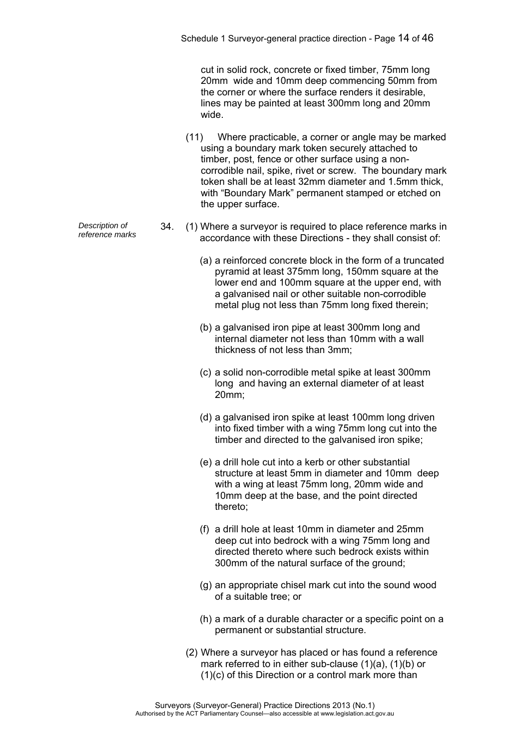cut in solid rock, concrete or fixed timber, 75mm long 20mm wide and 10mm deep commencing 50mm from the corner or where the surface renders it desirable, lines may be painted at least 300mm long and 20mm wide.

(11) Where practicable, a corner or angle may be marked using a boundary mark token securely attached to timber, post, fence or other surface using a non-corrodible nail, spike, rivet or screw. The boundary mark token shall be at least 32mm diameter and 1.5mm thick, with "Boundary Mark" permanent stamped or etched on the upper surface.

*Description of reference marks*

34. (1) Where a surveyor is required to place reference marks in accordance with these Directions - they shall consist of:

(a) a reinforced concrete block in the form of a truncated pyramid at least 375mm long, 150mm square at the lower end and 100mm square at the upper end, with a galvanised nail or other suitable non-corrodible metal plug not less than 75mm long fixed therein;

(b) a galvanised iron pipe at least 300mm long and internal diameter not less than 10mm with a wall thickness of not less than 3mm;

(c) a solid non-corrodible metal spike at least 300mm long and having an external diameter of at least 20mm;

(d) a galvanised iron spike at least 100mm long driven into fixed timber with a wing 75mm long cut into the timber and directed to the galvanised iron spike;

(e) a drill hole cut into a kerb or other substantial structure at least 5mm in diameter and 10mm deep with a wing at least 75mm long, 20mm wide and 10mm deep at the base, and the point directed thereto;

(f) a drill hole at least 10mm in diameter and 25mm deep cut into bedrock with a wing 75mm long and directed thereto where such bedrock exists within 300mm of the natural surface of the ground;

(g) an appropriate chisel mark cut into the sound wood of a suitable tree; or

(h) a mark of a durable character or a specific point on a permanent or substantial structure.

(2) Where a surveyor has placed or has found a reference mark referred to in either sub-clause (1)(a), (1)(b) or (1)(c) of this Direction or a control mark more than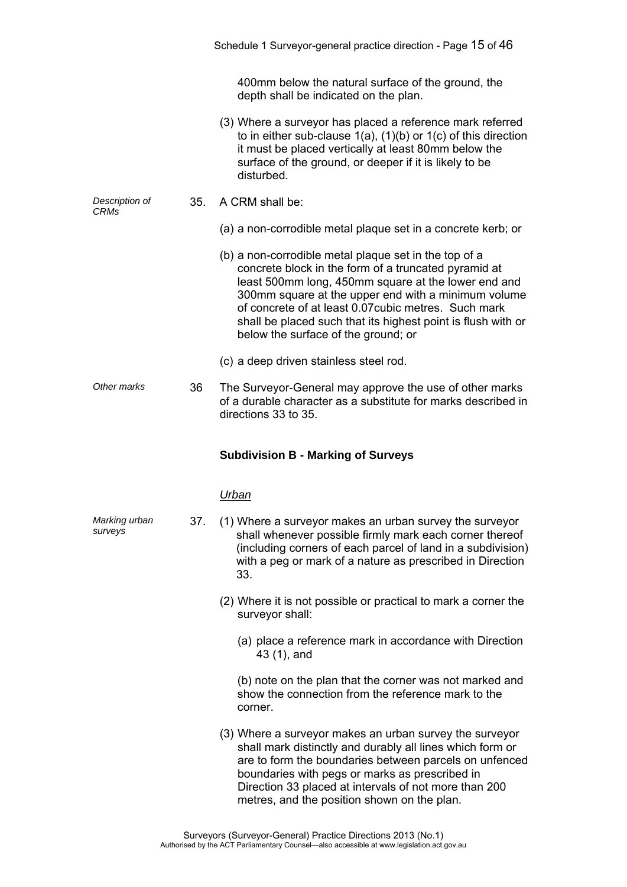400mm below the natural surface of the ground, the depth shall be indicated on the plan.

(3) Where a surveyor has placed a reference mark referred to in either sub-clause 1(a), (1)(b) or 1(c) of this direction it must be placed vertically at least 80mm below the surface of the ground, or deeper if it is likely to be disturbed.

*Description of CRMs*

35. A CRM shall be:

(a) a non-corrodible metal plaque set in a concrete kerb; or

(b) a non-corrodible metal plaque set in the top of a concrete block in the form of a truncated pyramid at least 500mm long, 450mm square at the lower end and 300mm square at the upper end with a minimum volume of concrete of at least 0.07cubic metres. Such mark shall be placed such that its highest point is flush with or below the surface of the ground; or

(c) a deep driven stainless steel rod.

*Other marks*

36 The Surveyor-General may approve the use of other marks of a durable character as a substitute for marks described in directions 33 to 35.

### Subdivision B - Marking of Surveys

*Urban*

*Marking urban surveys*

37. (1) Where a surveyor makes an urban survey the surveyor shall whenever possible firmly mark each corner thereof (including corners of each parcel of land in a subdivision) with a peg or mark of a nature as prescribed in Direction 33.

(2) Where it is not possible or practical to mark a corner the surveyor shall:

(a) place a reference mark in accordance with Direction 43 (1), and

(b) note on the plan that the corner was not marked and show the connection from the reference mark to the corner.

(3) Where a surveyor makes an urban survey the surveyor shall mark distinctly and durably all lines which form or are to form the boundaries between parcels on unfenced boundaries with pegs or marks as prescribed in Direction 33 placed at intervals of not more than 200 metres, and the position shown on the plan.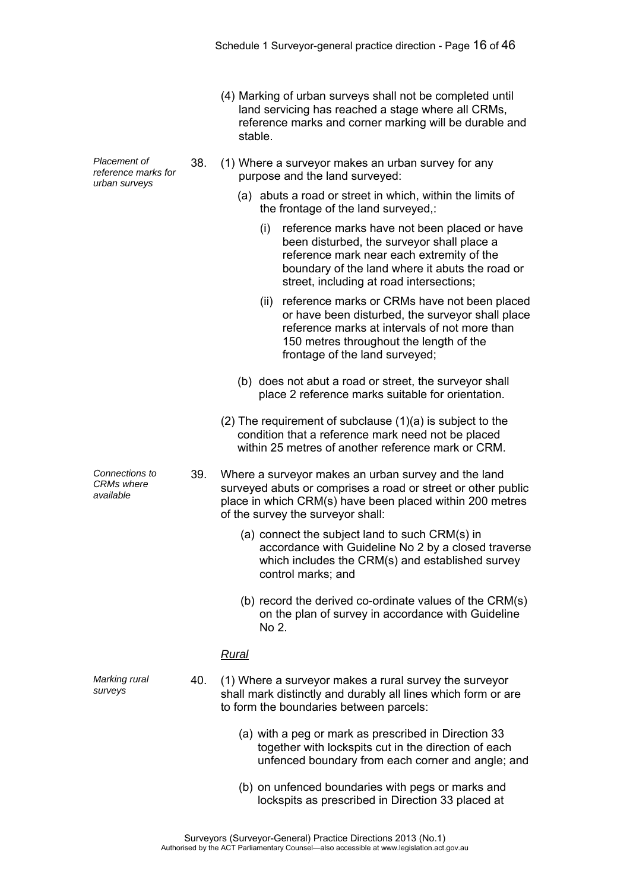(4) Marking of urban surveys shall not be completed until land servicing has reached a stage where all CRMs, reference marks and corner marking will be durable and stable.

*Placement of reference marks for urban surveys*

38. (1) Where a surveyor makes an urban survey for any purpose and the land surveyed:

(a) abuts a road or street in which, within the limits of the frontage of the land surveyed,:

(i) reference marks have not been placed or have been disturbed, the surveyor shall place a reference mark near each extremity of the boundary of the land where it abuts the road or street, including at road intersections;

(ii) reference marks or CRMs have not been placed or have been disturbed, the surveyor shall place reference marks at intervals of not more than 150 metres throughout the length of the frontage of the land surveyed;

(b) does not abut a road or street, the surveyor shall place 2 reference marks suitable for orientation.

(2) The requirement of subclause (1)(a) is subject to the condition that a reference mark need not be placed within 25 metres of another reference mark or CRM.

*Connections to CRMs where available*

39. Where a surveyor makes an urban survey and the land surveyed abuts or comprises a road or street or other public place in which CRM(s) have been placed within 200 metres of the survey the surveyor shall:

(a) connect the subject land to such CRM(s) in accordance with Guideline No 2 by a closed traverse which includes the CRM(s) and established survey control marks; and

(b) record the derived co-ordinate values of the CRM(s) on the plan of survey in accordance with Guideline No 2.

*Rural*

*Marking rural surveys*

40. (1) Where a surveyor makes a rural survey the surveyor shall mark distinctly and durably all lines which form or are to form the boundaries between parcels:

(a) with a peg or mark as prescribed in Direction 33 together with lockspits cut in the direction of each unfenced boundary from each corner and angle; and

(b) on unfenced boundaries with pegs or marks and lockspits as prescribed in Direction 33 placed at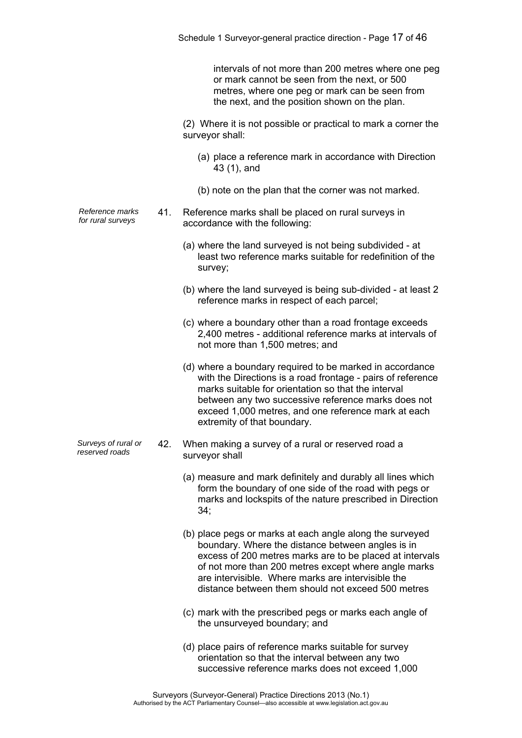intervals of not more than 200 metres where one peg or mark cannot be seen from the next, or 500 metres, where one peg or mark can be seen from the next, and the position shown on the plan.

(2) Where it is not possible or practical to mark a corner the surveyor shall:

(a) place a reference mark in accordance with Direction 43 (1), and

(b) note on the plan that the corner was not marked.

*Reference marks for rural surveys*

41. Reference marks shall be placed on rural surveys in accordance with the following:

(a) where the land surveyed is not being subdivided - at least two reference marks suitable for redefinition of the survey;

(b) where the land surveyed is being sub-divided - at least 2 reference marks in respect of each parcel;

(c) where a boundary other than a road frontage exceeds 2,400 metres - additional reference marks at intervals of not more than 1,500 metres; and

(d) where a boundary required to be marked in accordance with the Directions is a road frontage - pairs of reference marks suitable for orientation so that the interval between any two successive reference marks does not exceed 1,000 metres, and one reference mark at each extremity of that boundary.

*Surveys of rural or reserved roads*

42. When making a survey of a rural or reserved road a surveyor shall

(a) measure and mark definitely and durably all lines which form the boundary of one side of the road with pegs or marks and lockspits of the nature prescribed in Direction 34;

(b) place pegs or marks at each angle along the surveyed boundary. Where the distance between angles is in excess of 200 metres marks are to be placed at intervals of not more than 200 metres except where angle marks are intervisible. Where marks are intervisible the distance between them should not exceed 500 metres

(c) mark with the prescribed pegs or marks each angle of the unsurveyed boundary; and

(d) place pairs of reference marks suitable for survey orientation so that the interval between any two successive reference marks does not exceed 1,000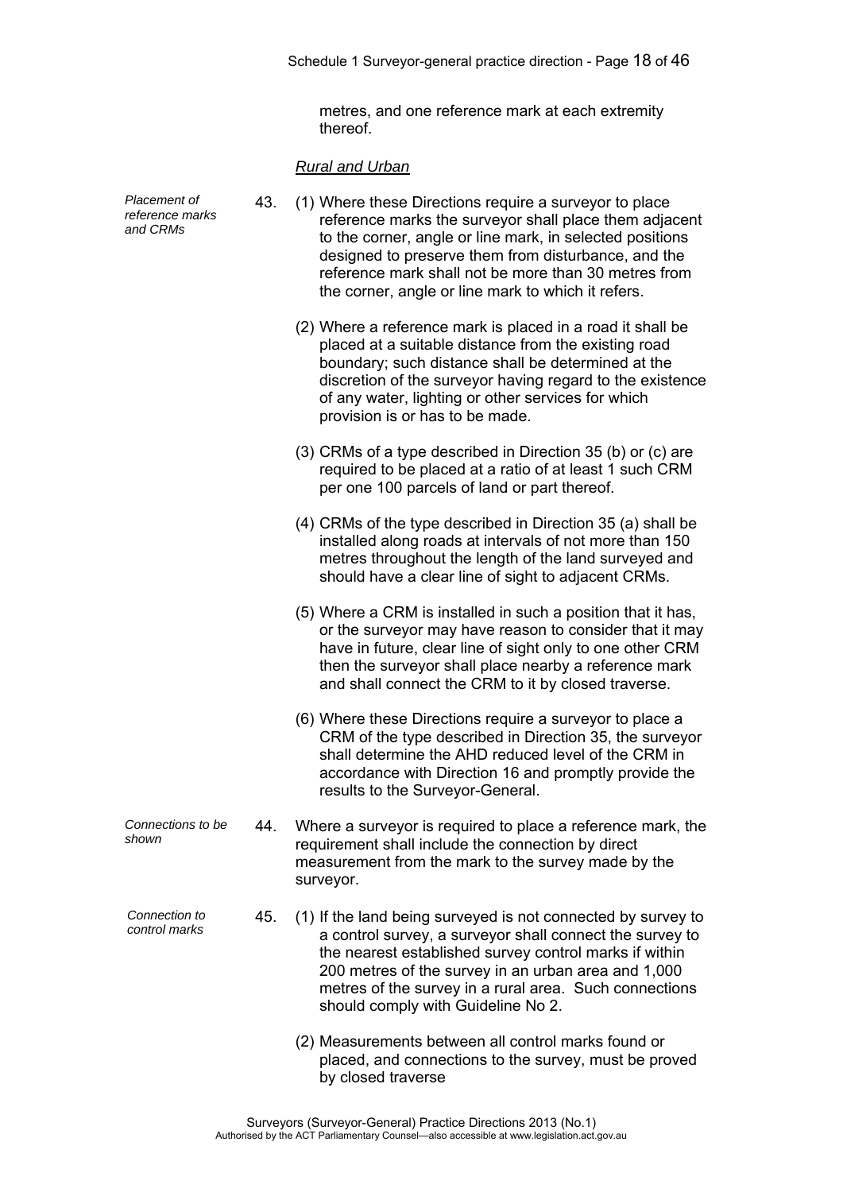metres, and one reference mark at each extremity thereof.

*Rural and Urban*

*Placement of reference marks and CRMs*

43. (1) Where these Directions require a surveyor to place reference marks the surveyor shall place them adjacent to the corner, angle or line mark, in selected positions designed to preserve them from disturbance, and the reference mark shall not be more than 30 metres from the corner, angle or line mark to which it refers.

(2) Where a reference mark is placed in a road it shall be placed at a suitable distance from the existing road boundary; such distance shall be determined at the discretion of the surveyor having regard to the existence of any water, lighting or other services for which provision is or has to be made.

(3) CRMs of a type described in Direction 35 (b) or (c) are required to be placed at a ratio of at least 1 such CRM per one 100 parcels of land or part thereof.

(4) CRMs of the type described in Direction 35 (a) shall be installed along roads at intervals of not more than 150 metres throughout the length of the land surveyed and should have a clear line of sight to adjacent CRMs.

(5) Where a CRM is installed in such a position that it has, or the surveyor may have reason to consider that it may have in future, clear line of sight only to one other CRM then the surveyor shall place nearby a reference mark and shall connect the CRM to it by closed traverse.

(6) Where these Directions require a surveyor to place a CRM of the type described in Direction 35, the surveyor shall determine the AHD reduced level of the CRM in accordance with Direction 16 and promptly provide the results to the Surveyor-General.

*Connections to be shown*

44. Where a surveyor is required to place a reference mark, the requirement shall include the connection by direct measurement from the mark to the survey made by the surveyor.

*Connection to control marks*

45. (1) If the land being surveyed is not connected by survey to a control survey, a surveyor shall connect the survey to the nearest established survey control marks if within 200 metres of the survey in an urban area and 1,000 metres of the survey in a rural area. Such connections should comply with Guideline No 2.

(2) Measurements between all control marks found or placed, and connections to the survey, must be proved by closed traverse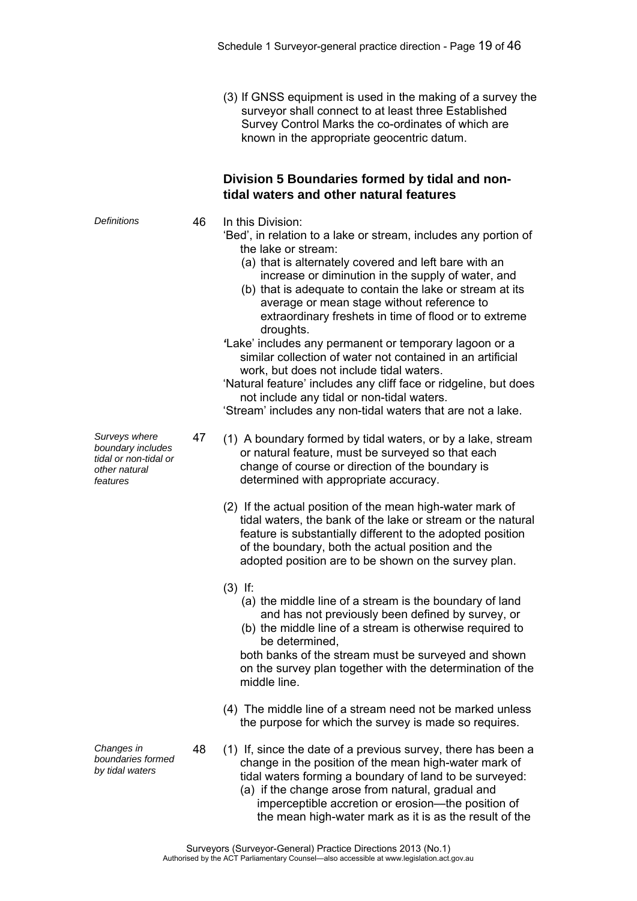(3) If GNSS equipment is used in the making of a survey the surveyor shall connect to at least three Established Survey Control Marks the co-ordinates of which are known in the appropriate geocentric datum.

## Division 5 Boundaries formed by tidal and non-tidal waters and other natural features

*Definitions*

46 In this Division:

'Bed', in relation to a lake or stream, includes any portion of the lake or stream:

(a) that is alternately covered and left bare with an increase or diminution in the supply of water, and

(b) that is adequate to contain the lake or stream at its average or mean stage without reference to extraordinary freshets in time of flood or to extreme droughts.

'Lake' includes any permanent or temporary lagoon or a similar collection of water not contained in an artificial work, but does not include tidal waters.

'Natural feature' includes any cliff face or ridgeline, but does not include any tidal or non-tidal waters.

'Stream' includes any non-tidal waters that are not a lake.

*Surveys where boundary includes tidal or non-tidal or other natural features*

47 (1) A boundary formed by tidal waters, or by a lake, stream or natural feature, must be surveyed so that each change of course or direction of the boundary is determined with appropriate accuracy.

(2) If the actual position of the mean high-water mark of tidal waters, the bank of the lake or stream or the natural feature is substantially different to the adopted position of the boundary, both the actual position and the adopted position are to be shown on the survey plan.

(3) If:

(a) the middle line of a stream is the boundary of land and has not previously been defined by survey, or

(b) the middle line of a stream is otherwise required to be determined,

both banks of the stream must be surveyed and shown on the survey plan together with the determination of the middle line.

(4) The middle line of a stream need not be marked unless the purpose for which the survey is made so requires.

*Changes in boundaries formed by tidal waters*

48 (1) If, since the date of a previous survey, there has been a change in the position of the mean high-water mark of tidal waters forming a boundary of land to be surveyed:

(a) if the change arose from natural, gradual and imperceptible accretion or erosion—the position of the mean high-water mark as it is as the result of the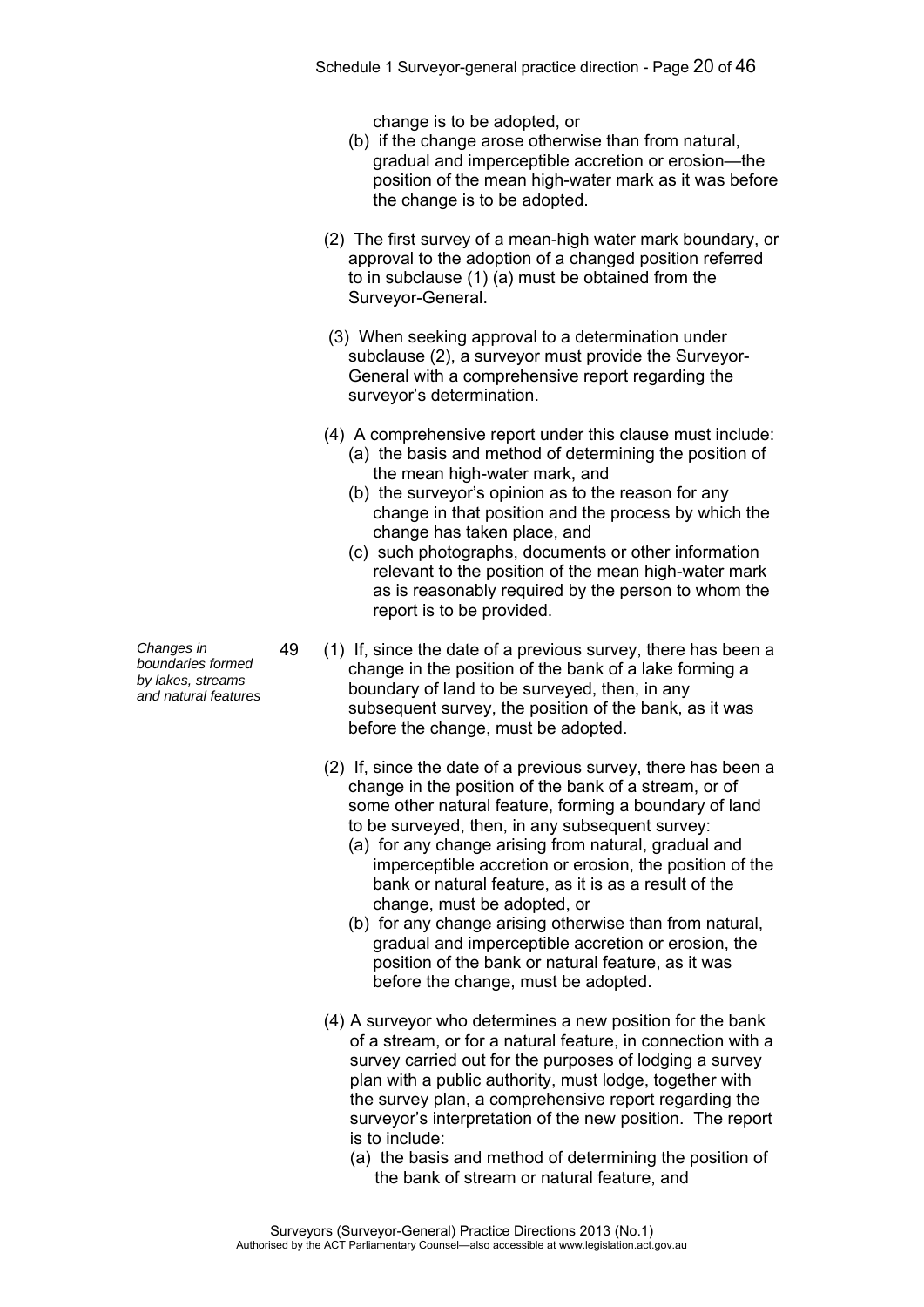change is to be adopted, or

(b) if the change arose otherwise than from natural, gradual and imperceptible accretion or erosion—the position of the mean high-water mark as it was before the change is to be adopted.

(2) The first survey of a mean-high water mark boundary, or approval to the adoption of a changed position referred to in subclause (1) (a) must be obtained from the Surveyor-General.

(3) When seeking approval to a determination under subclause (2), a surveyor must provide the Surveyor-General with a comprehensive report regarding the surveyor's determination.

(4) A comprehensive report under this clause must include:

(a) the basis and method of determining the position of the mean high-water mark, and

(b) the surveyor's opinion as to the reason for any change in that position and the process by which the change has taken place, and

(c) such photographs, documents or other information relevant to the position of the mean high-water mark as is reasonably required by the person to whom the report is to be provided.

*Changes in boundaries formed by lakes, streams and natural features*

49 (1) If, since the date of a previous survey, there has been a change in the position of the bank of a lake forming a boundary of land to be surveyed, then, in any subsequent survey, the position of the bank, as it was before the change, must be adopted.

(2) If, since the date of a previous survey, there has been a change in the position of the bank of a stream, or of some other natural feature, forming a boundary of land to be surveyed, then, in any subsequent survey:

(a) for any change arising from natural, gradual and imperceptible accretion or erosion, the position of the bank or natural feature, as it is as a result of the change, must be adopted, or

(b) for any change arising otherwise than from natural, gradual and imperceptible accretion or erosion, the position of the bank or natural feature, as it was before the change, must be adopted.

(4) A surveyor who determines a new position for the bank of a stream, or for a natural feature, in connection with a survey carried out for the purposes of lodging a survey plan with a public authority, must lodge, together with the survey plan, a comprehensive report regarding the surveyor's interpretation of the new position. The report is to include:

(a) the basis and method of determining the position of the bank of stream or natural feature, and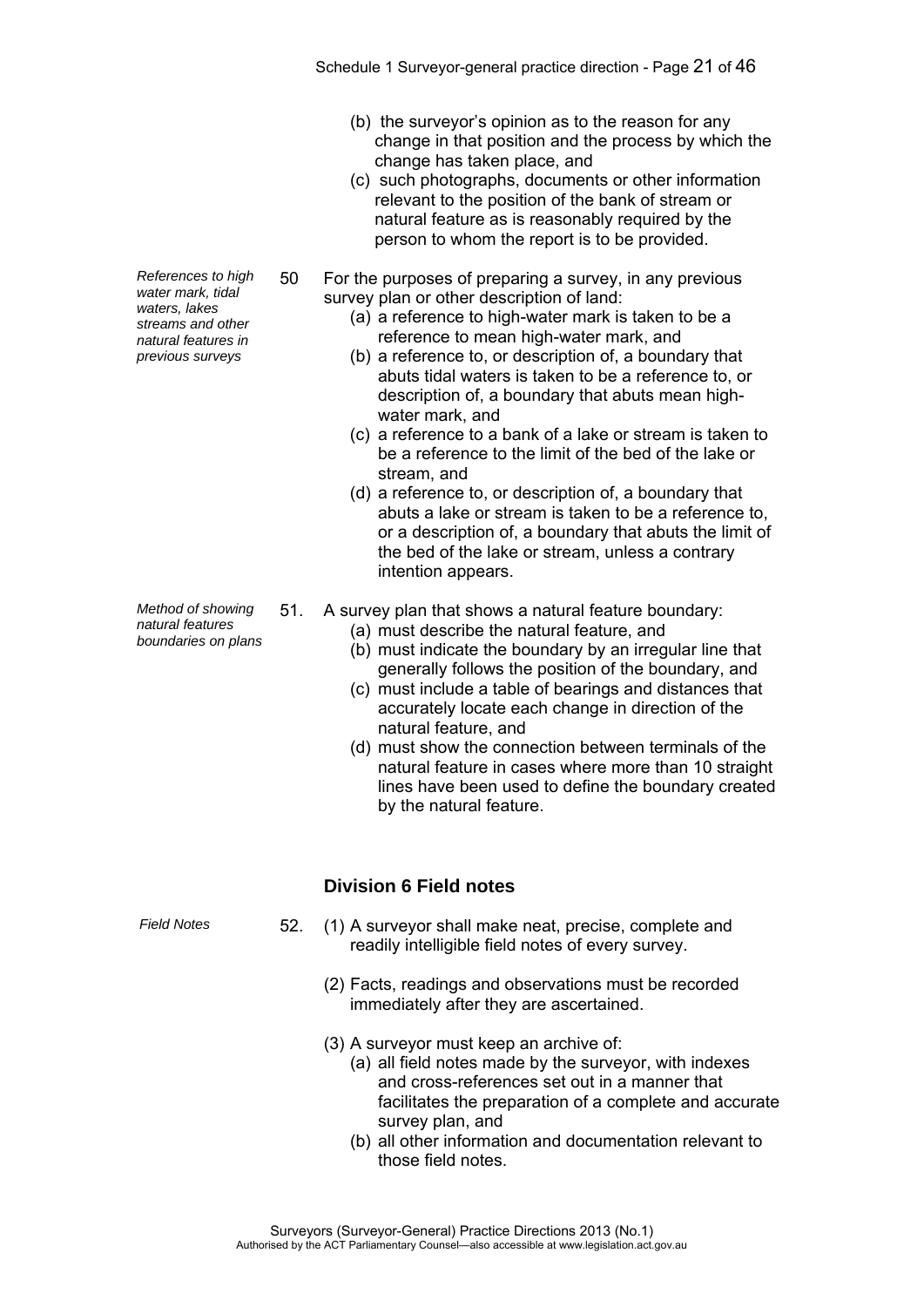(b) the surveyor's opinion as to the reason for any change in that position and the process by which the change has taken place, and

(c) such photographs, documents or other information relevant to the position of the bank of stream or natural feature as is reasonably required by the person to whom the report is to be provided.

*References to high water mark, tidal waters, lakes streams and other natural features in previous surveys*

50 For the purposes of preparing a survey, in any previous survey plan or other description of land:

(a) a reference to high-water mark is taken to be a reference to mean high-water mark, and

(b) a reference to, or description of, a boundary that abuts tidal waters is taken to be a reference to, or description of, a boundary that abuts mean high-water mark, and

(c) a reference to a bank of a lake or stream is taken to be a reference to the limit of the bed of the lake or stream, and

(d) a reference to, or description of, a boundary that abuts a lake or stream is taken to be a reference to, or a description of, a boundary that abuts the limit of the bed of the lake or stream, unless a contrary intention appears.

*Method of showing natural features boundaries on plans*

51. A survey plan that shows a natural feature boundary:

(a) must describe the natural feature, and

(b) must indicate the boundary by an irregular line that generally follows the position of the boundary, and

(c) must include a table of bearings and distances that accurately locate each change in direction of the natural feature, and

(d) must show the connection between terminals of the natural feature in cases where more than 10 straight lines have been used to define the boundary created by the natural feature.

## Division 6 Field notes

*Field Notes*

52. (1) A surveyor shall make neat, precise, complete and readily intelligible field notes of every survey.

(2) Facts, readings and observations must be recorded immediately after they are ascertained.

(3) A surveyor must keep an archive of:

(a) all field notes made by the surveyor, with indexes and cross-references set out in a manner that facilitates the preparation of a complete and accurate survey plan, and

(b) all other information and documentation relevant to those field notes.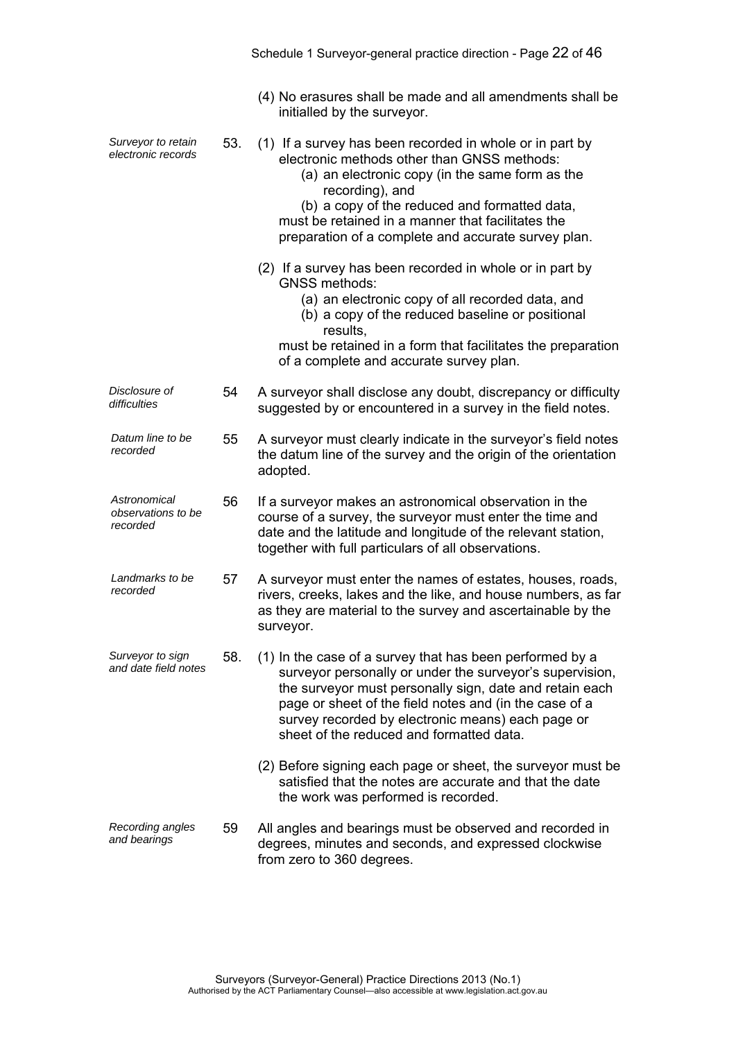(4) No erasures shall be made and all amendments shall be initialled by the surveyor.

*Surveyor to retain electronic records*

53. (1) If a survey has been recorded in whole or in part by electronic methods other than GNSS methods:

(a) an electronic copy (in the same form as the recording), and

(b) a copy of the reduced and formatted data,

must be retained in a manner that facilitates the preparation of a complete and accurate survey plan.

(2) If a survey has been recorded in whole or in part by GNSS methods:

(a) an electronic copy of all recorded data, and

(b) a copy of the reduced baseline or positional results,

must be retained in a form that facilitates the preparation of a complete and accurate survey plan.

*Disclosure of difficulties*

54 A surveyor shall disclose any doubt, discrepancy or difficulty suggested by or encountered in a survey in the field notes.

*Datum line to be recorded*

55 A surveyor must clearly indicate in the surveyor's field notes the datum line of the survey and the origin of the orientation adopted.

*Astronomical observations to be recorded*

56 If a surveyor makes an astronomical observation in the course of a survey, the surveyor must enter the time and date and the latitude and longitude of the relevant station, together with full particulars of all observations.

*Landmarks to be recorded*

57 A surveyor must enter the names of estates, houses, roads, rivers, creeks, lakes and the like, and house numbers, as far as they are material to the survey and ascertainable by the surveyor.

*Surveyor to sign and date field notes*

58. (1) In the case of a survey that has been performed by a surveyor personally or under the surveyor's supervision, the surveyor must personally sign, date and retain each page or sheet of the field notes and (in the case of a survey recorded by electronic means) each page or sheet of the reduced and formatted data.

(2) Before signing each page or sheet, the surveyor must be satisfied that the notes are accurate and that the date the work was performed is recorded.

*Recording angles and bearings*

59 All angles and bearings must be observed and recorded in degrees, minutes and seconds, and expressed clockwise from zero to 360 degrees.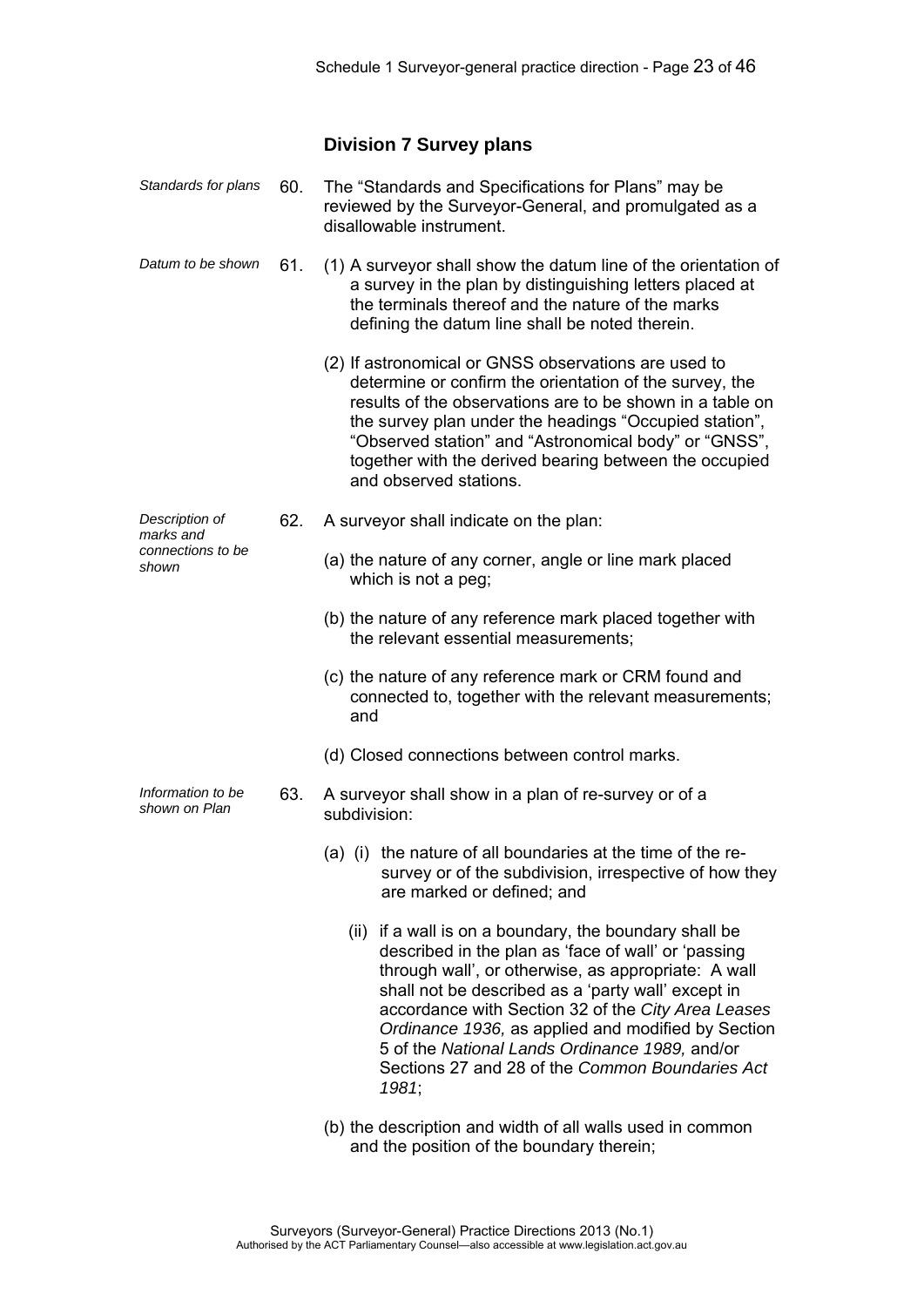### Division 7 Survey plans

*Standards for plans*

60. The "Standards and Specifications for Plans" may be reviewed by the Surveyor-General, and promulgated as a disallowable instrument.

*Datum to be shown*

61. (1) A surveyor shall show the datum line of the orientation of a survey in the plan by distinguishing letters placed at the terminals thereof and the nature of the marks defining the datum line shall be noted therein.

(2) If astronomical or GNSS observations are used to determine or confirm the orientation of the survey, the results of the observations are to be shown in a table on the survey plan under the headings "Occupied station", "Observed station" and "Astronomical body" or "GNSS", together with the derived bearing between the occupied and observed stations.

*Description of marks and connections to be shown*

62. A surveyor shall indicate on the plan:

(a) the nature of any corner, angle or line mark placed which is not a peg;

(b) the nature of any reference mark placed together with the relevant essential measurements;

(c) the nature of any reference mark or CRM found and connected to, together with the relevant measurements; and

(d) Closed connections between control marks.

*Information to be shown on Plan*

63. A surveyor shall show in a plan of re-survey or of a subdivision:

(a) (i) the nature of all boundaries at the time of the re-survey or of the subdivision, irrespective of how they are marked or defined; and

(ii) if a wall is on a boundary, the boundary shall be described in the plan as 'face of wall' or 'passing through wall', or otherwise, as appropriate: A wall shall not be described as a 'party wall' except in accordance with Section 32 of the *City Area Leases Ordinance 1936,* as applied and modified by Section 5 of the *National Lands Ordinance 1989,* and/or Sections 27 and 28 of the *Common Boundaries Act 1981*;

(b) the description and width of all walls used in common and the position of the boundary therein;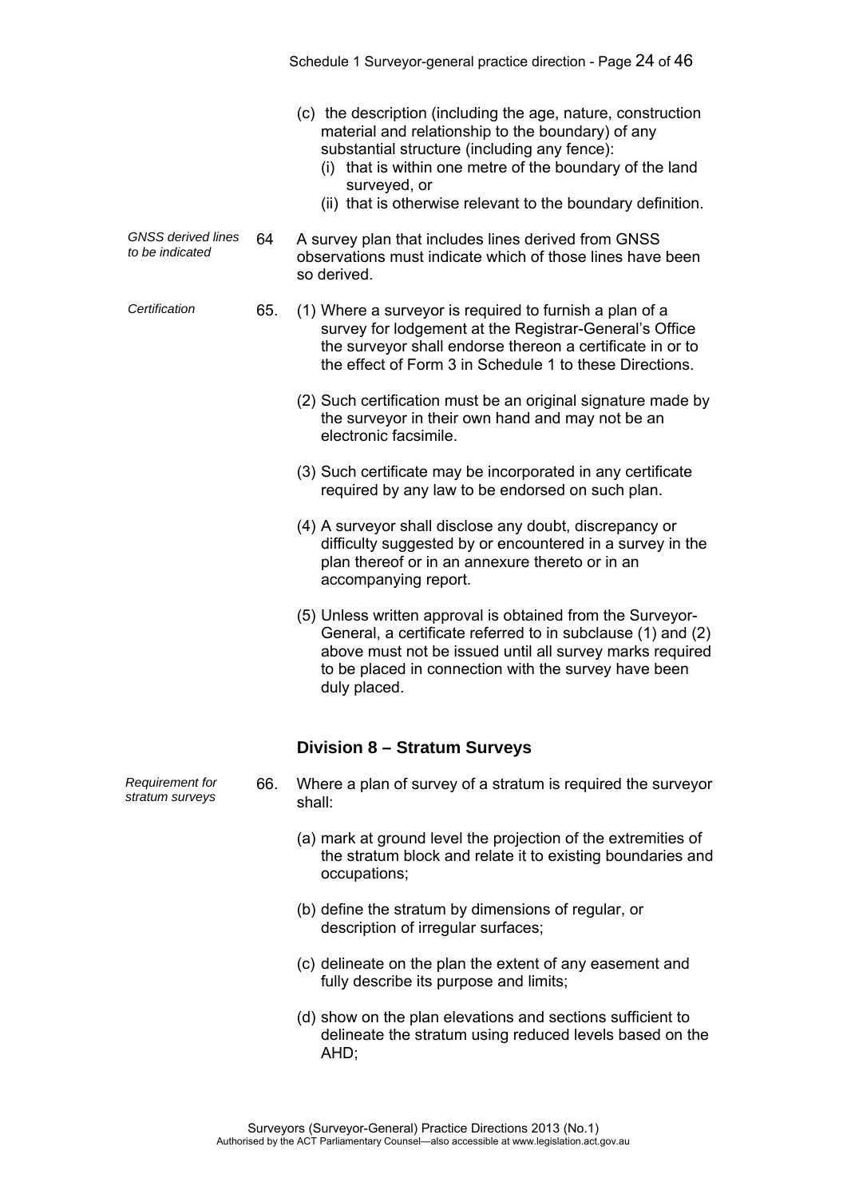(c) the description (including the age, nature, construction material and relationship to the boundary) of any substantial structure (including any fence):

(i) that is within one metre of the boundary of the land surveyed, or

(ii) that is otherwise relevant to the boundary definition.

*GNSS derived lines to be indicated*

64 A survey plan that includes lines derived from GNSS observations must indicate which of those lines have been so derived.

*Certification*

65. (1) Where a surveyor is required to furnish a plan of a survey for lodgement at the Registrar-General's Office the surveyor shall endorse thereon a certificate in or to the effect of Form 3 in Schedule 1 to these Directions.

(2) Such certification must be an original signature made by the surveyor in their own hand and may not be an electronic facsimile.

(3) Such certificate may be incorporated in any certificate required by any law to be endorsed on such plan.

(4) A surveyor shall disclose any doubt, discrepancy or difficulty suggested by or encountered in a survey in the plan thereof or in an annexure thereto or in an accompanying report.

(5) Unless written approval is obtained from the Surveyor-General, a certificate referred to in subclause (1) and (2) above must not be issued until all survey marks required to be placed in connection with the survey have been duly placed.

## Division 8 – Stratum Surveys

*Requirement for stratum surveys*

66. Where a plan of survey of a stratum is required the surveyor shall:

(a) mark at ground level the projection of the extremities of the stratum block and relate it to existing boundaries and occupations;

(b) define the stratum by dimensions of regular, or description of irregular surfaces;

(c) delineate on the plan the extent of any easement and fully describe its purpose and limits;

(d) show on the plan elevations and sections sufficient to delineate the stratum using reduced levels based on the AHD;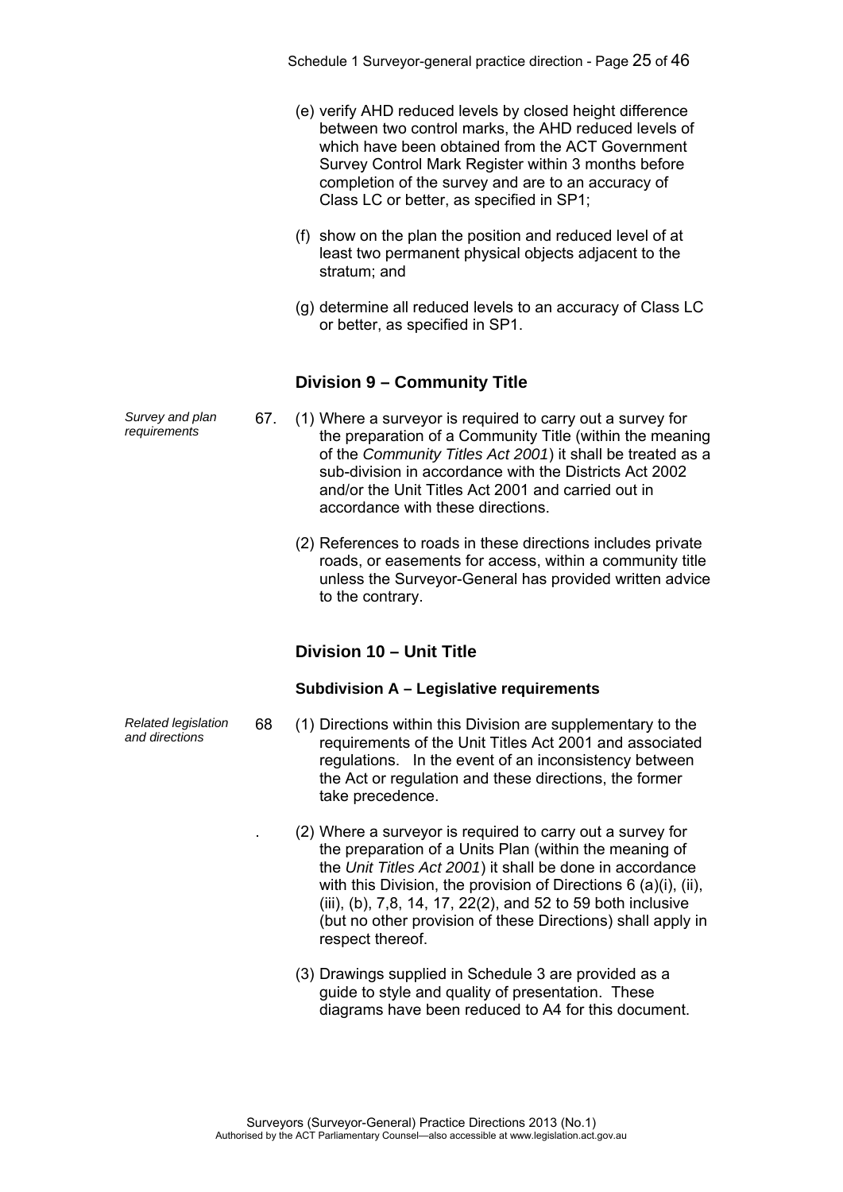(e) verify AHD reduced levels by closed height difference between two control marks, the AHD reduced levels of which have been obtained from the ACT Government Survey Control Mark Register within 3 months before completion of the survey and are to an accuracy of Class LC or better, as specified in SP1;

(f) show on the plan the position and reduced level of at least two permanent physical objects adjacent to the stratum; and

(g) determine all reduced levels to an accuracy of Class LC or better, as specified in SP1.

## Division 9 – Community Title

*Survey and plan requirements*

67. (1) Where a surveyor is required to carry out a survey for the preparation of a Community Title (within the meaning of the *Community Titles Act 2001*) it shall be treated as a sub-division in accordance with the Districts Act 2002 and/or the Unit Titles Act 2001 and carried out in accordance with these directions.

(2) References to roads in these directions includes private roads, or easements for access, within a community title unless the Surveyor-General has provided written advice to the contrary.

## Division 10 – Unit Title

### Subdivision A – Legislative requirements

*Related legislation and directions*

68 (1) Directions within this Division are supplementary to the requirements of the Unit Titles Act 2001 and associated regulations. In the event of an inconsistency between the Act or regulation and these directions, the former take precedence.

. (2) Where a surveyor is required to carry out a survey for the preparation of a Units Plan (within the meaning of the *Unit Titles Act 2001*) it shall be done in accordance with this Division, the provision of Directions 6 (a)(i), (ii), (iii), (b), 7,8, 14, 17, 22(2), and 52 to 59 both inclusive (but no other provision of these Directions) shall apply in respect thereof.

(3) Drawings supplied in Schedule 3 are provided as a guide to style and quality of presentation. These diagrams have been reduced to A4 for this document.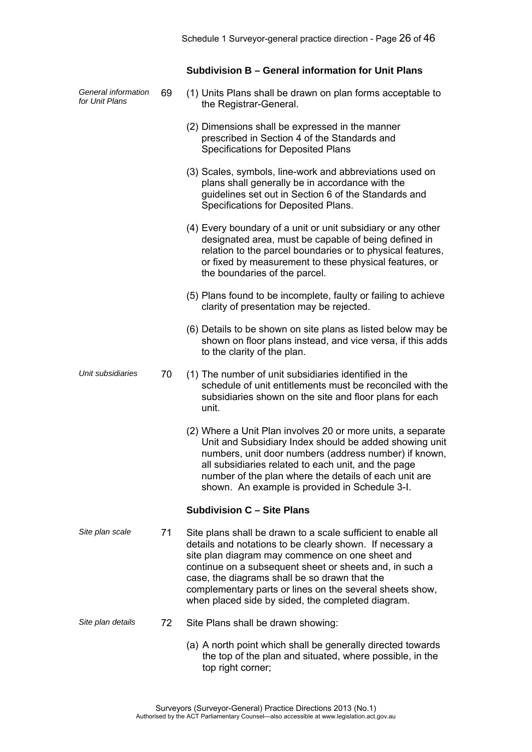### Subdivision B – General information for Unit Plans

*General information for Unit Plans*

69 (1) Units Plans shall be drawn on plan forms acceptable to the Registrar-General.

(2) Dimensions shall be expressed in the manner prescribed in Section 4 of the Standards and Specifications for Deposited Plans

(3) Scales, symbols, line-work and abbreviations used on plans shall generally be in accordance with the guidelines set out in Section 6 of the Standards and Specifications for Deposited Plans.

(4) Every boundary of a unit or unit subsidiary or any other designated area, must be capable of being defined in relation to the parcel boundaries or to physical features, or fixed by measurement to these physical features, or the boundaries of the parcel.

(5) Plans found to be incomplete, faulty or failing to achieve clarity of presentation may be rejected.

(6) Details to be shown on site plans as listed below may be shown on floor plans instead, and vice versa, if this adds to the clarity of the plan.

*Unit subsidiaries*

70 (1) The number of unit subsidiaries identified in the schedule of unit entitlements must be reconciled with the subsidiaries shown on the site and floor plans for each unit.

(2) Where a Unit Plan involves 20 or more units, a separate Unit and Subsidiary Index should be added showing unit numbers, unit door numbers (address number) if known, all subsidiaries related to each unit, and the page number of the plan where the details of each unit are shown. An example is provided in Schedule 3-I.

### Subdivision C – Site Plans

*Site plan scale*

71 Site plans shall be drawn to a scale sufficient to enable all details and notations to be clearly shown. If necessary a site plan diagram may commence on one sheet and continue on a subsequent sheet or sheets and, in such a case, the diagrams shall be so drawn that the complementary parts or lines on the several sheets show, when placed side by sided, the completed diagram.

*Site plan details*

72 Site Plans shall be drawn showing:

(a) A north point which shall be generally directed towards the top of the plan and situated, where possible, in the top right corner;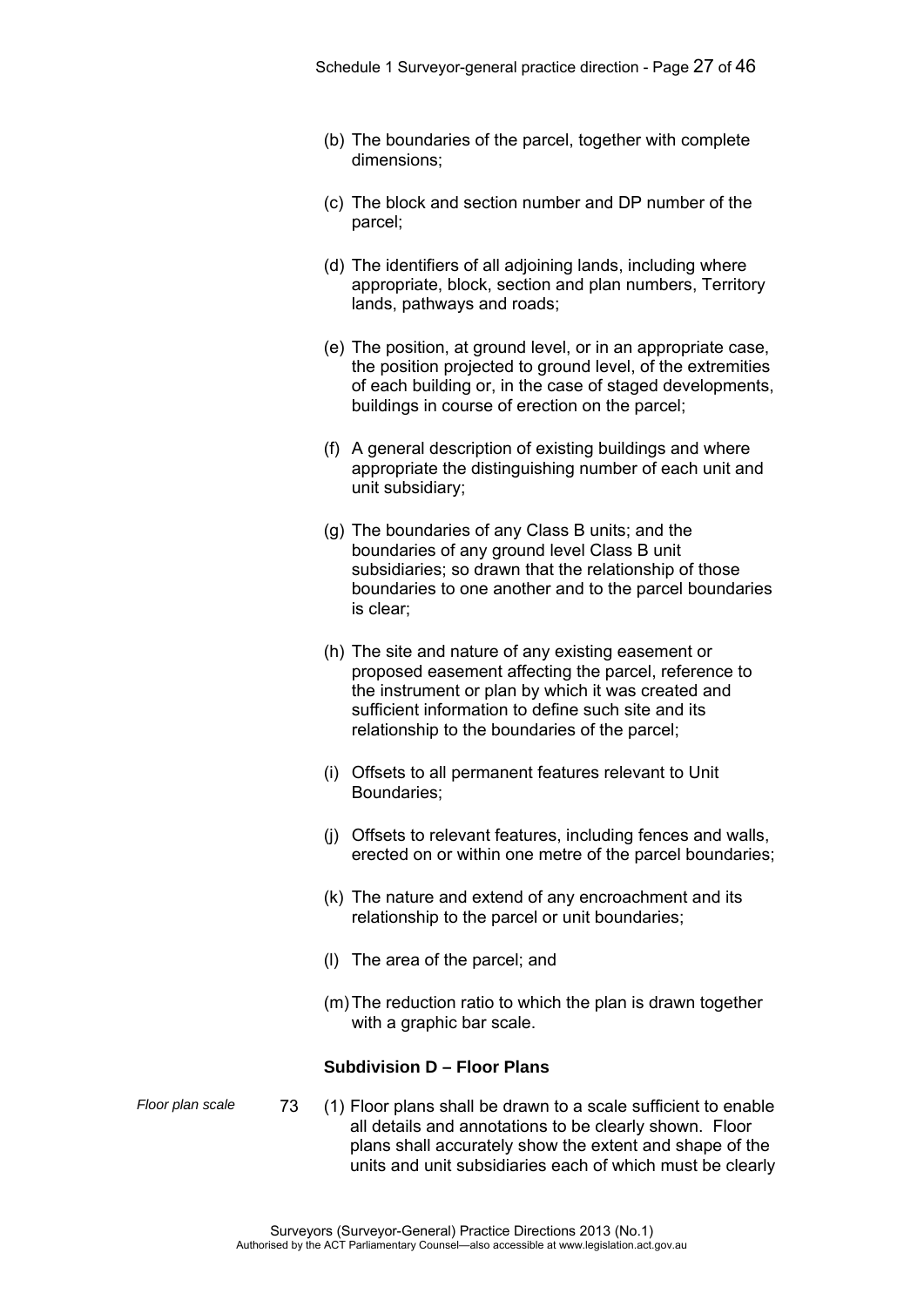(b) The boundaries of the parcel, together with complete dimensions;

(c) The block and section number and DP number of the parcel;

(d) The identifiers of all adjoining lands, including where appropriate, block, section and plan numbers, Territory lands, pathways and roads;

(e) The position, at ground level, or in an appropriate case, the position projected to ground level, of the extremities of each building or, in the case of staged developments, buildings in course of erection on the parcel;

(f) A general description of existing buildings and where appropriate the distinguishing number of each unit and unit subsidiary;

(g) The boundaries of any Class B units; and the boundaries of any ground level Class B unit subsidiaries; so drawn that the relationship of those boundaries to one another and to the parcel boundaries is clear;

(h) The site and nature of any existing easement or proposed easement affecting the parcel, reference to the instrument or plan by which it was created and sufficient information to define such site and its relationship to the boundaries of the parcel;

(i) Offsets to all permanent features relevant to Unit Boundaries;

(j) Offsets to relevant features, including fences and walls, erected on or within one metre of the parcel boundaries;

(k) The nature and extend of any encroachment and its relationship to the parcel or unit boundaries;

(l) The area of the parcel; and

(m) The reduction ratio to which the plan is drawn together with a graphic bar scale.

**Subdivision D – Floor Plans**

*Floor plan scale*

73 (1) Floor plans shall be drawn to a scale sufficient to enable all details and annotations to be clearly shown. Floor plans shall accurately show the extent and shape of the units and unit subsidiaries each of which must be clearly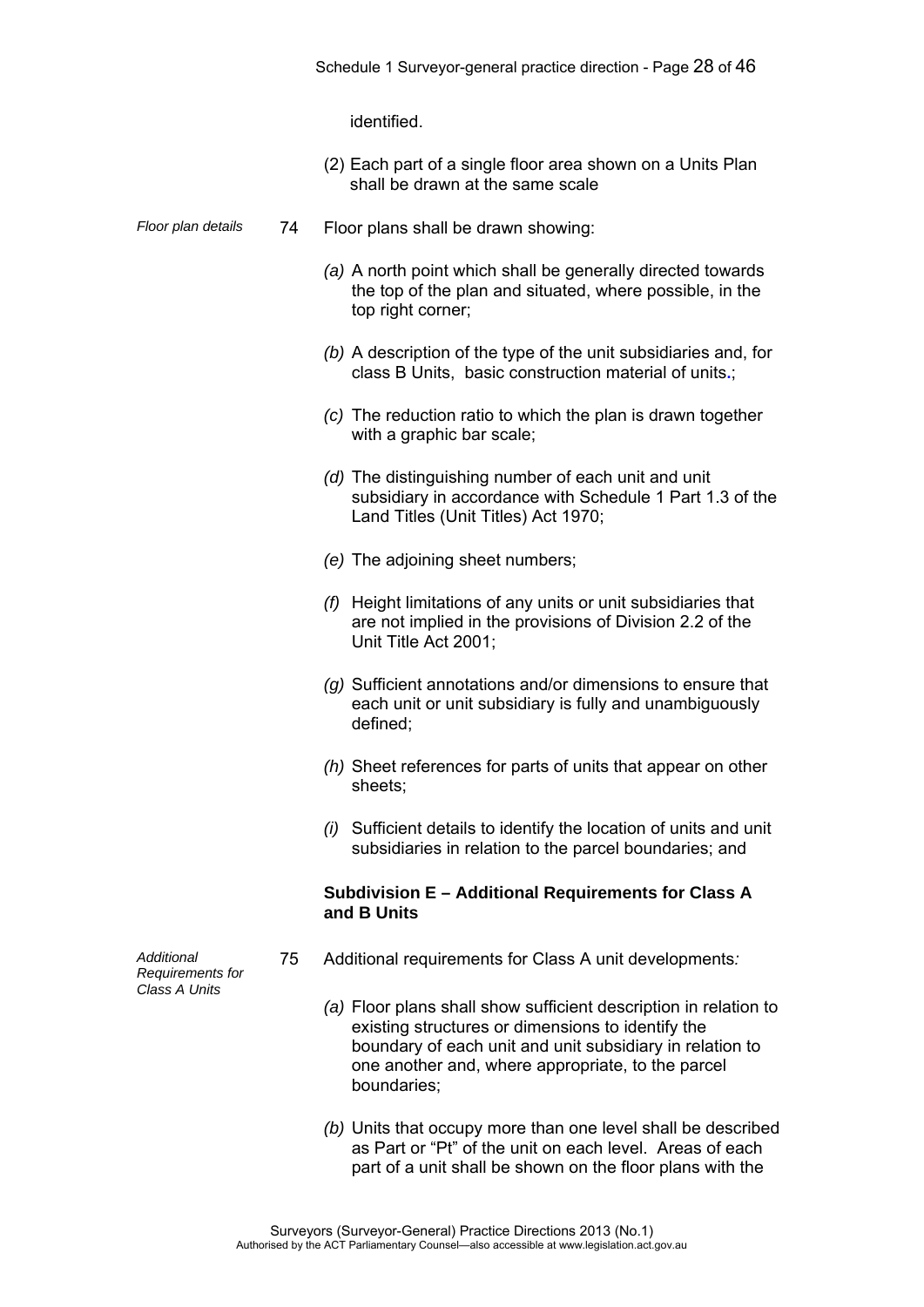identified.

(2) Each part of a single floor area shown on a Units Plan shall be drawn at the same scale

*Floor plan details*

74 Floor plans shall be drawn showing:

*(a)* A north point which shall be generally directed towards the top of the plan and situated, where possible, in the top right corner;

*(b)* A description of the type of the unit subsidiaries and, for class B Units, basic construction material of units.;

*(c)* The reduction ratio to which the plan is drawn together with a graphic bar scale;

*(d)* The distinguishing number of each unit and unit subsidiary in accordance with Schedule 1 Part 1.3 of the Land Titles (Unit Titles) Act 1970;

*(e)* The adjoining sheet numbers;

*(f)* Height limitations of any units or unit subsidiaries that are not implied in the provisions of Division 2.2 of the Unit Title Act 2001;

*(g)* Sufficient annotations and/or dimensions to ensure that each unit or unit subsidiary is fully and unambiguously defined;

*(h)* Sheet references for parts of units that appear on other sheets;

*(i)* Sufficient details to identify the location of units and unit subsidiaries in relation to the parcel boundaries; and

### Subdivision E – Additional Requirements for Class A and B Units

*Additional Requirements for Class A Units*

75 Additional requirements for Class A unit developments*:*

*(a)* Floor plans shall show sufficient description in relation to existing structures or dimensions to identify the boundary of each unit and unit subsidiary in relation to one another and, where appropriate, to the parcel boundaries;

*(b)* Units that occupy more than one level shall be described as Part or "Pt" of the unit on each level. Areas of each part of a unit shall be shown on the floor plans with the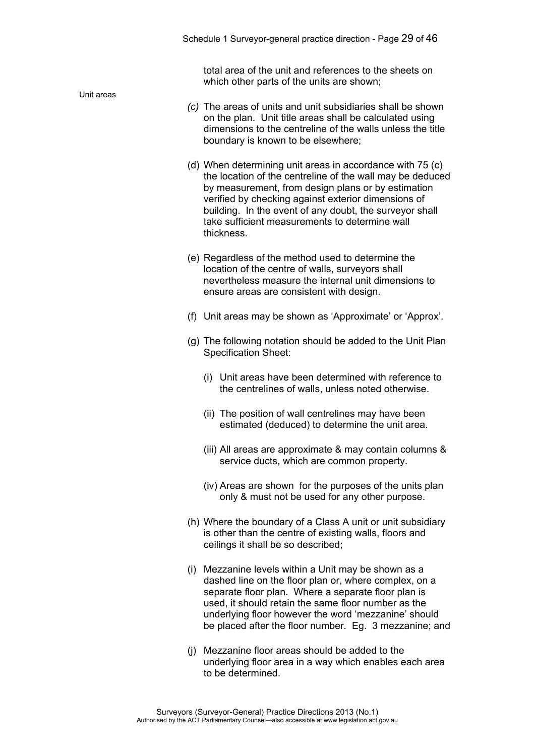total area of the unit and references to the sheets on which other parts of the units are shown;

Unit areas

*(c)* The areas of units and unit subsidiaries shall be shown on the plan. Unit title areas shall be calculated using dimensions to the centreline of the walls unless the title boundary is known to be elsewhere;

(d) When determining unit areas in accordance with 75 (c) the location of the centreline of the wall may be deduced by measurement, from design plans or by estimation verified by checking against exterior dimensions of building. In the event of any doubt, the surveyor shall take sufficient measurements to determine wall thickness.

(e) Regardless of the method used to determine the location of the centre of walls, surveyors shall nevertheless measure the internal unit dimensions to ensure areas are consistent with design.

(f) Unit areas may be shown as 'Approximate' or 'Approx'.

(g) The following notation should be added to the Unit Plan Specification Sheet:

(i) Unit areas have been determined with reference to the centrelines of walls, unless noted otherwise.

(ii) The position of wall centrelines may have been estimated (deduced) to determine the unit area.

(iii) All areas are approximate & may contain columns & service ducts, which are common property.

(iv) Areas are shown for the purposes of the units plan only & must not be used for any other purpose.

(h) Where the boundary of a Class A unit or unit subsidiary is other than the centre of existing walls, floors and ceilings it shall be so described;

(i) Mezzanine levels within a Unit may be shown as a dashed line on the floor plan or, where complex, on a separate floor plan. Where a separate floor plan is used, it should retain the same floor number as the underlying floor however the word 'mezzanine' should be placed after the floor number. Eg. 3 mezzanine; and

(j) Mezzanine floor areas should be added to the underlying floor area in a way which enables each area to be determined.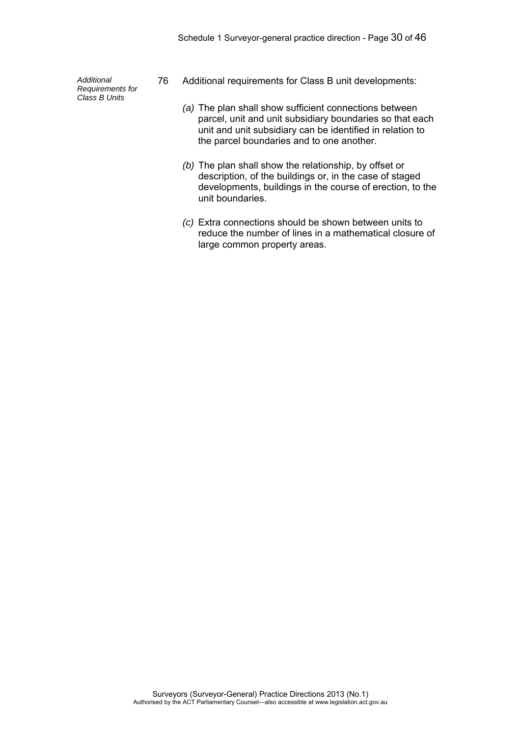*Additional Requirements for Class B Units*

76 Additional requirements for Class B unit developments:

*(a)* The plan shall show sufficient connections between parcel, unit and unit subsidiary boundaries so that each unit and unit subsidiary can be identified in relation to the parcel boundaries and to one another.

*(b)* The plan shall show the relationship, by offset or description, of the buildings or, in the case of staged developments, buildings in the course of erection, to the unit boundaries.

*(c)* Extra connections should be shown between units to reduce the number of lines in a mathematical closure of large common property areas.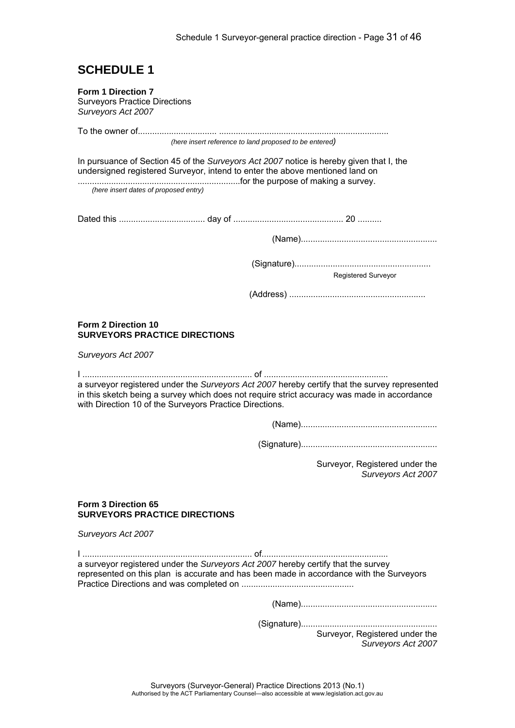# SCHEDULE 1

**Form 1 Direction 7**
Surveyors Practice Directions
*Surveyors Act 2007*

To the owner of................................. ......................................................................
*(here insert reference to land proposed to be entered)*

In pursuance of Section 45 of the *Surveyors Act 2007* notice is hereby given that I, the undersigned registered Surveyor, intend to enter the above mentioned land on ....................................................................for the purpose of making a survey.
*(here insert dates of proposed entry)*

Dated this .................................... day of ............................................. 20 ..........

(Name).........................................................

(Signature).........................................................
Registered Surveyor

(Address) .........................................................

**Form 2 Direction 10**
**SURVEYORS PRACTICE DIRECTIONS**

*Surveyors Act 2007*

I ...................................................................... of ...................................................
a surveyor registered under the *Surveyors Act 2007* hereby certify that the survey represented in this sketch being a survey which does not require strict accuracy was made in accordance with Direction 10 of the Surveyors Practice Directions.

(Name).........................................................

(Signature).........................................................

Surveyor, Registered under the
*Surveyors Act 2007*

**Form 3 Direction 65**
**SURVEYORS PRACTICE DIRECTIONS**

*Surveyors Act 2007*

I ...................................................................... of....................................................
a surveyor registered under the *Surveyors Act 2007* hereby certify that the survey represented on this plan is accurate and has been made in accordance with the Surveyors Practice Directions and was completed on ...............................................

(Name).........................................................

(Signature).........................................................
Surveyor, Registered under the
*Surveyors Act 2007*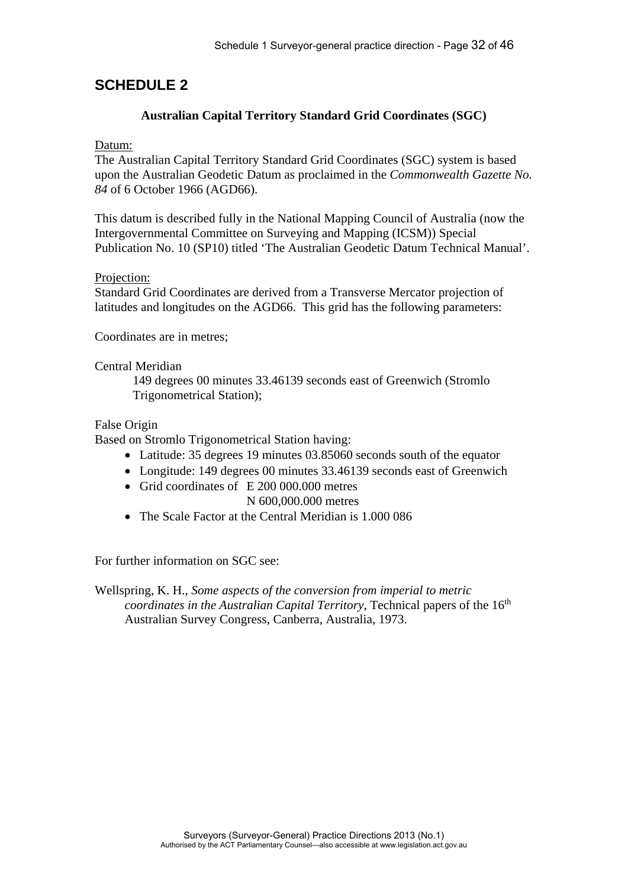## SCHEDULE 2

**Australian Capital Territory Standard Grid Coordinates (SGC)**

Datum:

The Australian Capital Territory Standard Grid Coordinates (SGC) system is based upon the Australian Geodetic Datum as proclaimed in the *Commonwealth Gazette No. 84* of 6 October 1966 (AGD66).

This datum is described fully in the National Mapping Council of Australia (now the Intergovernmental Committee on Surveying and Mapping (ICSM)) Special Publication No. 10 (SP10) titled 'The Australian Geodetic Datum Technical Manual'.

Projection:

Standard Grid Coordinates are derived from a Transverse Mercator projection of latitudes and longitudes on the AGD66. This grid has the following parameters:

Coordinates are in metres;

Central Meridian

149 degrees 00 minutes 33.46139 seconds east of Greenwich (Stromlo Trigonometrical Station);

False Origin

Based on Stromlo Trigonometrical Station having:

- Latitude: 35 degrees 19 minutes 03.85060 seconds south of the equator
- Longitude: 149 degrees 00 minutes 33.46139 seconds east of Greenwich
- Grid coordinates of E 200 000.000 metres
  N 600,000.000 metres
- The Scale Factor at the Central Meridian is 1.000 086

For further information on SGC see:

Wellspring, K. H., *Some aspects of the conversion from imperial to metric coordinates in the Australian Capital Territory*, Technical papers of the 16th Australian Survey Congress, Canberra, Australia, 1973.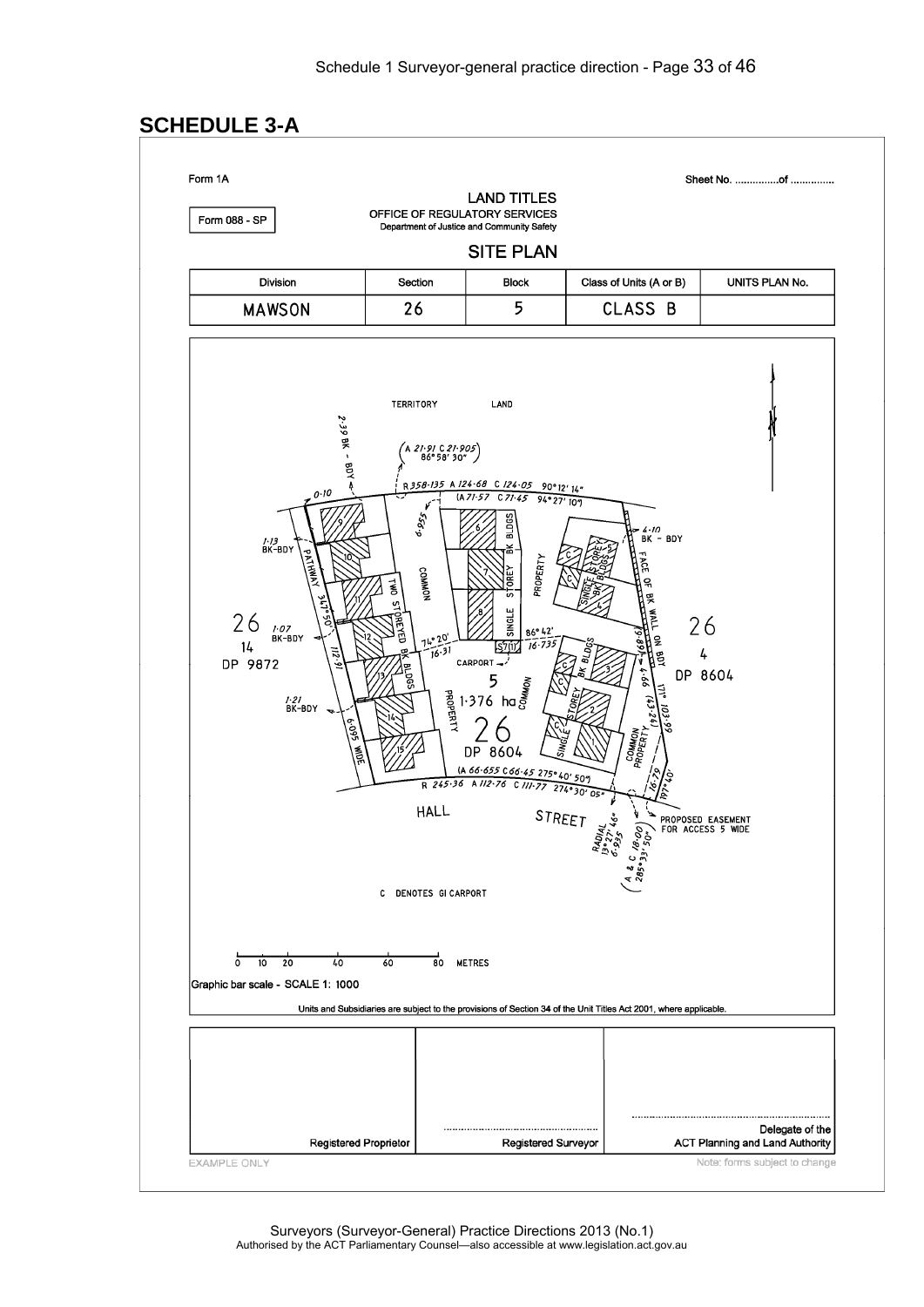# SCHEDULE 3-A

Form 1A

Sheet No. ...............of ...............

Form 088 - SP

LAND TITLES
OFFICE OF REGULATORY SERVICES
Department of Justice and Community Safety

SITE PLAN

| Division | Section | Block | Class of Units (A or B) | UNITS PLAN No. |
|---|---|---|---|---|
| MAWSON | 26 | 5 | CLASS B | |

TERRITORY LAND

2·39 BK - BDY

(A 21·91 C 21·905 86° 58' 30")

R 358·135 A 124·68 C 124·05 90° 12' 14"

(A 71·57 C 71·45 94° 27' 10")

0·10

6·955

1·13 BK-BDY

PATHWAY 347° 50'

COMMON

TWO STOREYED BK BLDGS

SINGLE STOREY BK BLDGS

PROPERTY

SINGLE STOREY BK BLDGS

4·10 BK - BDY

FACE OF BK WALL ON BDY

26 14 DP 9872

1·07 BK-BDY

74° 20' 16·31

86° 42' 16·735

S70

CARPORT

26 4 DP 8604

112·91

5 1·376 ha 26 DP 8604

COMMON PROPERTY

STOREY BK BLDGS

SINGLE

COMMON PROPERTY

98·69 4·66 (43·24) 171° 103·99

1·21 BK-BDY

6·095 WIDE

(A 66·655 C 66·45 275° 40' 50")

R 245·36 A 112·76 C 111·77 274° 30' 05"

16·79 197° 40'

HALL STREET

RADIAL 13° 27' 46" 6·935

(A & C 18·00 285° 33' 50")

PROPOSED EASEMENT FOR ACCESS 5 WIDE

C DENOTES GI CARPORT

0 10 20 40 60 80 METRES

Graphic bar scale - SCALE 1: 1000

Units and Subsidiaries are subject to the provisions of Section 34 of the Unit Titles Act 2001, where applicable.

| Registered Proprietor | ........................................ Registered Surveyor | ........................................ Delegate of the ACT Planning and Land Authority |
|---|---|---|

EXAMPLE ONLY

Note: forms subject to change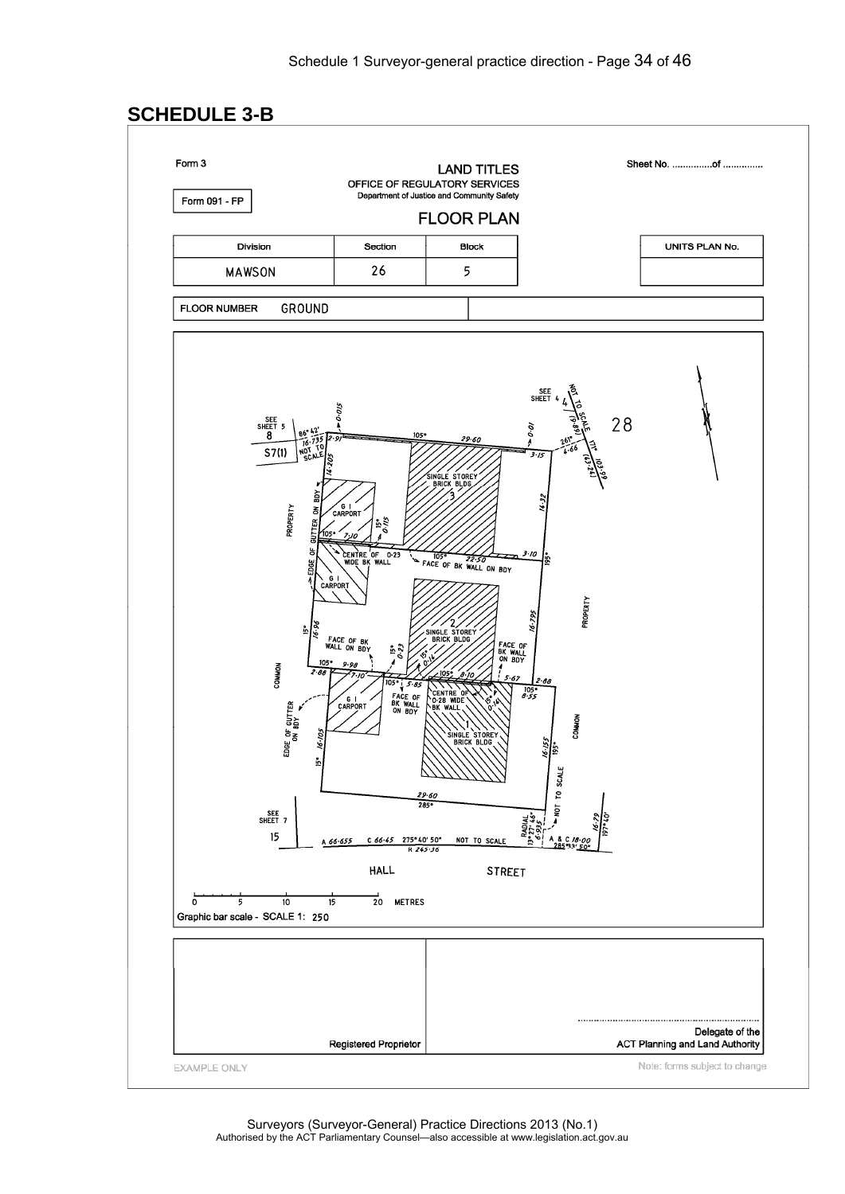## SCHEDULE 3-B

Form 3

Form 091 - FP

**LAND TITLES**
OFFICE OF REGULATORY SERVICES
Department of Justice and Community Safety

**FLOOR PLAN**

Sheet No. ..............of ..............

| Division | Section | Block |
|---|---|---|
| MAWSON | 26 | 5 |

| UNITS PLAN No. |
|---|
| |

FLOOR NUMBER GROUND

SEE SHEET 5 8 S7(1) 86° 42' 16·735 NOT TO SCALE 0·015 2·91 105° 29·60 0·01 3·15 SEE SHEET 4 4 NOT TO SCALE 261° 4·66 171° 10' 09" 28

14·205 G I CARPORT 15° 0·115 SINGLE STOREY BRICK BLDG 3 14·32 PROPERTY EDGE OF GUTTER ON BDY 105° 7·10 CENTRE OF 0·23 WIDE BK WALL 105° 22·50 FACE OF BK WALL ON BDY 3·10 195°

G I CARPORT 15° 16·96 FACE OF BK WALL ON BDY 15° 0·23 15° 0·14 2 SINGLE STOREY BRICK BLDG 16·795 FACE OF BK WALL ON BDY PROPERTY

105° 9·98 2·88 7·10 105° 5·85 105° 8·10 5·67 2·88 105° 8·55 COMMON G I CARPORT FACE OF BK WALL ON BDY CENTRE OF 0·28 WIDE BK WALL 15° 0·141 1 SINGLE STOREY BRICK BLDG EDGE OF GUTTER ON BDY 15° 16·105 16·155 195° COMMON NOT TO SCALE

29·60 285°

SEE SHEET 7 15 A 66·655 C 66·45 275° 40' 50" R 245·36 NOT TO SCALE RADIAL 13° 27' 45" 6·935 A & C 18·00 285° 33' 50" 16·79 197° 40'

HALL STREET

0 5 10 15 20 METRES
Graphic bar scale - SCALE 1: 250

| Registered Proprietor | .................................................................. Delegate of the ACT Planning and Land Authority |
|---|---|

EXAMPLE ONLY

Note: forms subject to change

Surveyors (Surveyor-General) Practice Directions 2013 (No.1)
Authorised by the ACT Parliamentary Counsel—also accessible at www.legislation.act.gov.au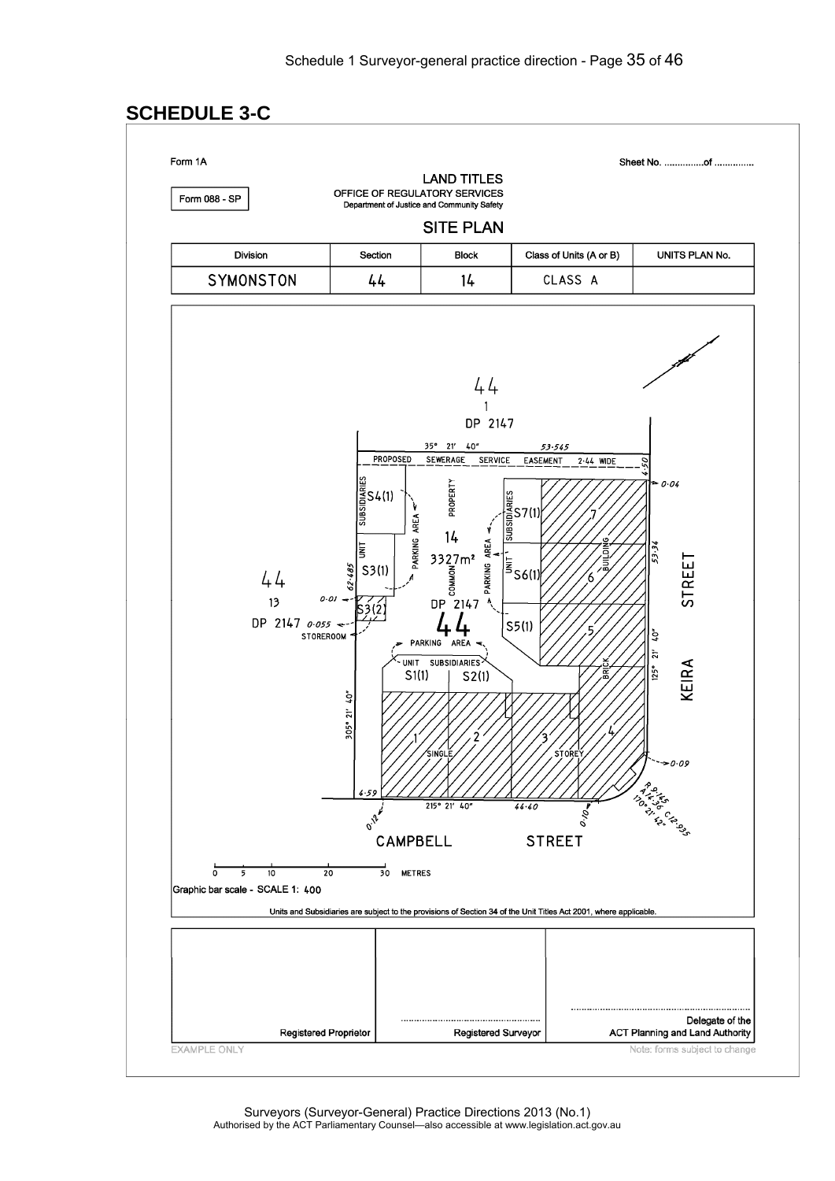## SCHEDULE 3-C

Form 1A

Sheet No. ...............of ..............

Form 088 - SP

LAND TITLES
OFFICE OF REGULATORY SERVICES
Department of Justice and Community Safety

SITE PLAN

| Division | Section | Block | Class of Units (A or B) | UNITS PLAN No. |
|---|---|---|---|---|
| SYMONSTON | 44 | 14 | CLASS A | |

44
1
DP 2147

35° 21' 40" 53·545

PROPOSED SEWERAGE SERVICE EASEMENT 2·44 WIDE

4·50

0·04

UNIT SUBSIDIARIES S4(1)

PARKING AREA

PROPERTY

14
3327m²
COMMON
DP 2147

44

UNIT SUBSIDIARIES S7(1)

7

S6(1)

6

BUILDING

53·34

S3(1)

62·485

0·01

S3(2)

44
13
DP 2147

0·055

STOREROOM

S5(1)

5

PARKING AREA

UNIT SUBSIDIARIES
S1(1) S2(1)

BRICK

125° 21' 40"

KEIRA STREET

305° 21' 40"

1 2 3 4

SINGLE STOREY

0·09

4·59

215° 21' 40" 44·40

0·12

0·10

R 9·145
A 14·36
170° 21' 42"
C 12·935

CAMPBELL STREET

0 5 10 20 30 METRES

Graphic bar scale - SCALE 1: 400

Units and Subsidiaries are subject to the provisions of Section 34 of the Unit Titles Act 2001, where applicable.

| Registered Proprietor | Registered Surveyor | Delegate of the ACT Planning and Land Authority |
|---|---|---|

EXAMPLE ONLY

Note: forms subject to change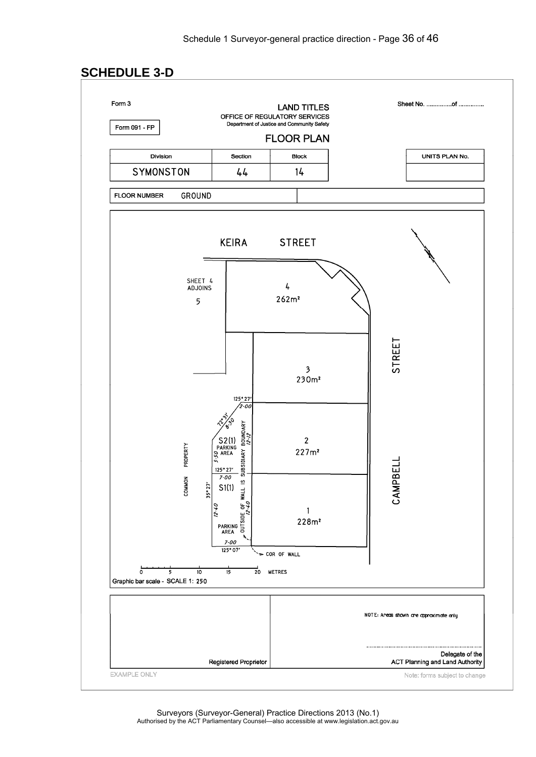## SCHEDULE 3-D

Form 3

**LAND TITLES**
OFFICE OF REGULATORY SERVICES
Department of Justice and Community Safety

Sheet No. ...............of ..............

Form 091 - FP

**FLOOR PLAN**

| Division | Section | Block | | UNITS PLAN No. |
|---|---|---|---|---|
| SYMONSTON | 44 | 14 | | |

| FLOOR NUMBER GROUND | |
|---|---|

KEIRA STREET

CAMPBELL STREET

SHEET 4 ADJOINS

5

4
262m²

3
230m²

2
227m²

1
228m²

S2(1) PARKING AREA

S1(1)

PARKING AREA

COMMON PROPERTY

OUTSIDE OF WALL IS SUBSIDIARY BOUNDARY

COR OF WALL

125°27' 2·00

72°31' 8·30

5·50

12·12

125°27' 7·00

35°27'

12·40

12·40

7·00 125°07'

0 5 10 15 20 METRES

Graphic bar scale - SCALE 1: 250

| Registered Proprietor | NOTE: Areas shown are approximate only<br><br>........................................<br>Delegate of the<br>ACT Planning and Land Authority |
|---|---|

EXAMPLE ONLY

Note: forms subject to change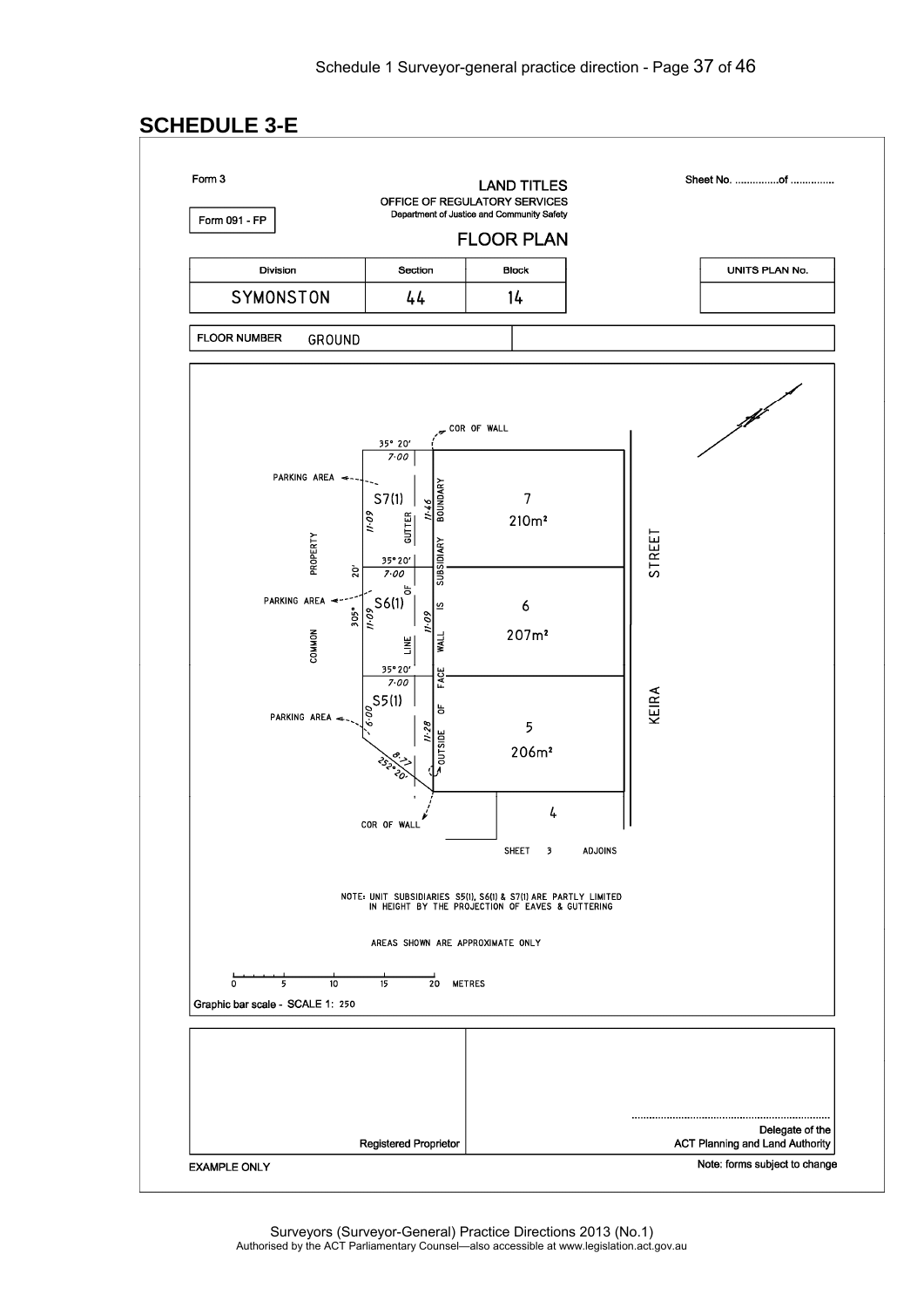# SCHEDULE 3-E

Form 3

**LAND TITLES**
OFFICE OF REGULATORY SERVICES
Department of Justice and Community Safety

Sheet No. ...............of ...............

Form 091 - FP

**FLOOR PLAN**

| Division | Section | Block |
|---|---|---|
| SYMONSTON | 44 | 14 |

| UNITS PLAN No. |
|---|
| |

FLOOR NUMBER GROUND

COR OF WALL

35° 20′ 7·00

PARKING AREA

S7(1)

11·09

GUTTER

11·46

BOUNDARY

7

210m²

PROPERTY

35° 20′ 7·00

SUBSIDIARY

STREET

20′

OF

PARKING AREA

305°

S6(1)

11·09

IS

6

11·09

COMMON

LINE

WALL

207m²

35° 20′ 7·00

FACE

KEIRA

S5(1)

OF

PARKING AREA

6·00

11·28

5

OUTSIDE

206m²

8·77

252° 20′

4

COR OF WALL

SHEET 3 ADJOINS

NOTE: UNIT SUBSIDIARIES S5(1), S6(1) & S7(1) ARE PARTLY LIMITED IN HEIGHT BY THE PROJECTION OF EAVES & GUTTERING

AREAS SHOWN ARE APPROXIMATE ONLY

0 5 10 15 20 METRES

Graphic bar scale - SCALE 1: 250

Registered Proprietor

..................................................................
Delegate of the
ACT Planning and Land Authority

EXAMPLE ONLY

Note: forms subject to change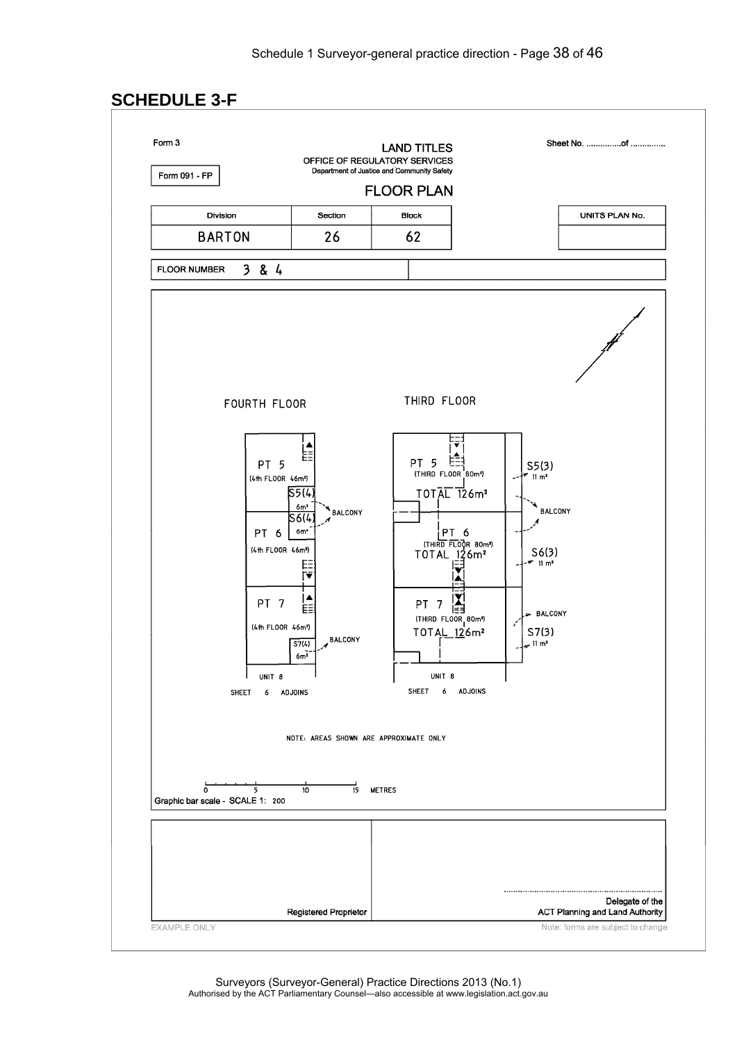## SCHEDULE 3-F

Form 3

**LAND TITLES**
OFFICE OF REGULATORY SERVICES
Department of Justice and Community Safety

Sheet No. ...............of ...............

Form 091 - FP

**FLOOR PLAN**

| Division | Section | Block |
|---|---|---|
| BARTON | 26 | 62 |

| UNITS PLAN No. |
|---|
| |

FLOOR NUMBER 3 & 4

FOURTH FLOOR

PT 5 (4th FLOOR 46m²)
S5(4) 6m²
BALCONY
S6(4) 6m²
PT 6 (4th FLOOR 46m²)
PT 7 (4th FLOOR 46m²)
S7(4) 6m²
BALCONY
UNIT 8
SHEET 6 ADJOINS

THIRD FLOOR

PT 5 (THIRD FLOOR 80m²) TOTAL 126m²
S5(3) 11 m²
BALCONY
PT 6 (THIRD FLOOR 80m²) TOTAL 126m²
S6(3) 11 m²
BALCONY
PT 7 (THIRD FLOOR 80m²) TOTAL 126m²
S7(3) 11 m²
UNIT 8
SHEET 6 ADJOINS

NOTE: AREAS SHOWN ARE APPROXIMATE ONLY

0 5 10 15 METRES
Graphic bar scale - SCALE 1: 200

Registered Proprietor

.......................................................................
Delegate of the
ACT Planning and Land Authority

EXAMPLE ONLY

Note: forms are subject to change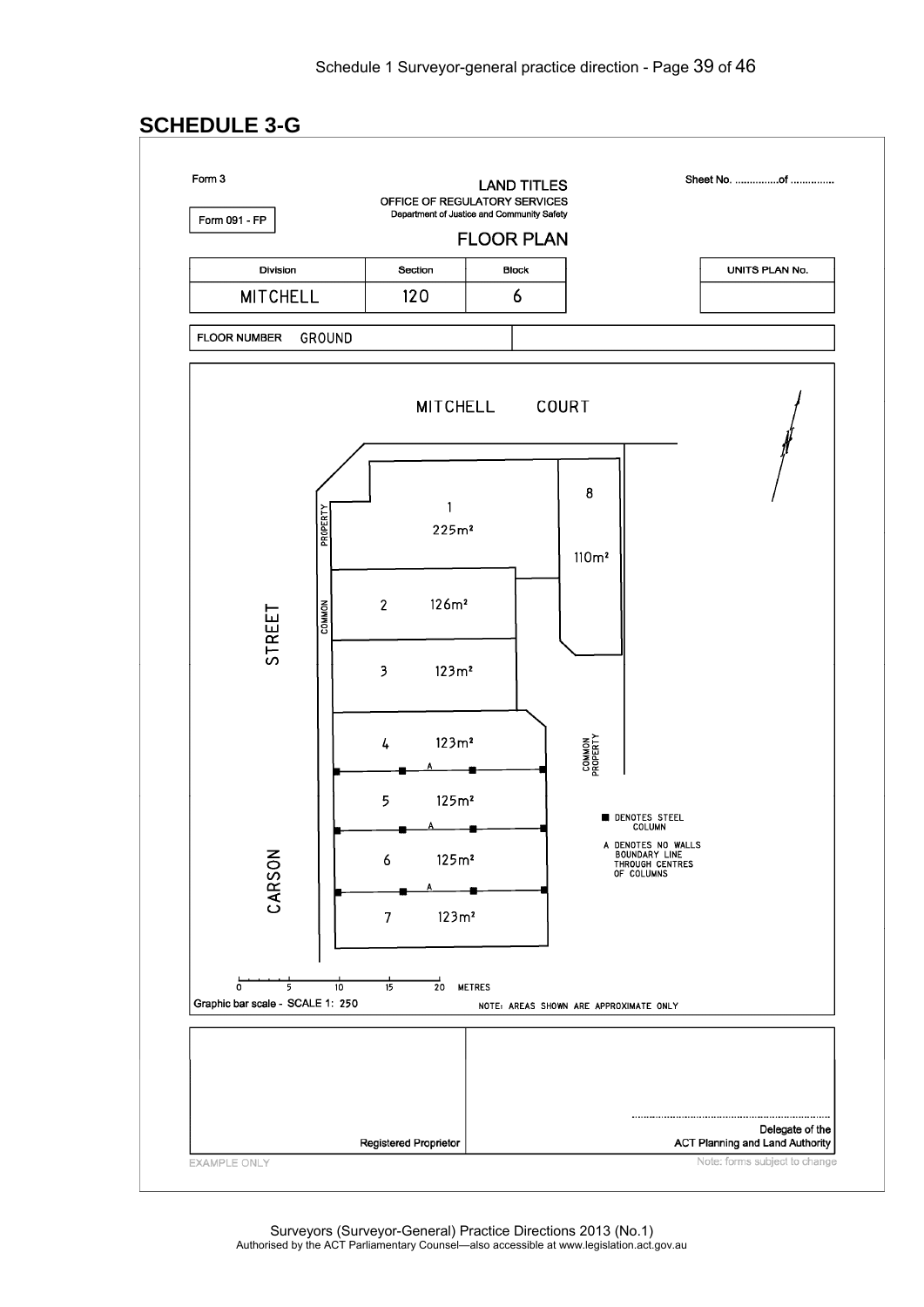## SCHEDULE 3-G

Form 3

**LAND TITLES**
OFFICE OF REGULATORY SERVICES
Department of Justice and Community Safety

Sheet No. ...............of ...............

Form 091 - FP

**FLOOR PLAN**

| Division | Section | Block |
|---|---|---|
| MITCHELL | 120 | 6 |

| UNITS PLAN No. |
|---|
| |

FLOOR NUMBER GROUND

MITCHELL COURT

CARSON STREET

COMMON PROPERTY

| Unit | Area |
|---|---|
| 1 | 225m² |
| 2 | 126m² |
| 3 | 123m² |
| 4 | 123m² |
| 5 | 125m² |
| 6 | 125m² |
| 7 | 123m² |
| 8 | 110m² |

■ DENOTES STEEL COLUMN

A DENOTES NO WALLS BOUNDARY LINE THROUGH CENTRES OF COLUMNS

0 5 10 15 20 METRES

Graphic bar scale - SCALE 1: 250

NOTE: AREAS SHOWN ARE APPROXIMATE ONLY

Registered Proprietor

.......................................................................
Delegate of the
ACT Planning and Land Authority

EXAMPLE ONLY

Note: forms subject to change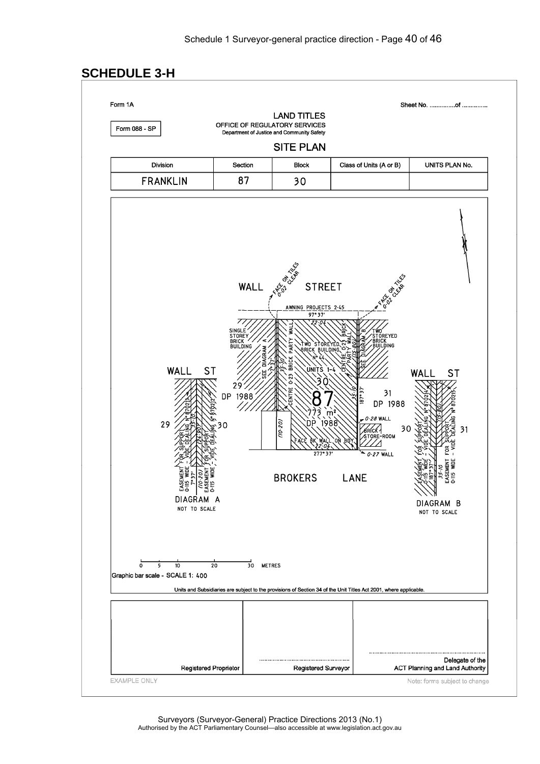# SCHEDULE 3-H

Form 1A

Sheet No. ...............of ..............

Form 088 - SP

LAND TITLES
OFFICE OF REGULATORY SERVICES
Department of Justice and Community Safety

SITE PLAN

| Division | Section | Block | Class of Units (A or B) | UNITS PLAN No. |
|---|---|---|---|---|
| FRANKLIN | 87 | 30 | | |

WALL STREET

FACE ON TILES 0·02 CLEAR

FACE ON TILES 0·02 CLEAR

AWNING PROJECTS 2·45

97° 37'

22·04

SINGLE STOREY BRICK BUILDING

SEE DIAGRAM A

CENTRE 0·23 BRICK PARTY WALL

TWO STOREYED BRICK BUILDING N° 44

UNITS 1-4

CENTRE 0·23 BRICK PARTY WALL

SEE DIAGRAM B

TWO STOREYED BRICK BUILDING

35·10

(15·80)

187° 37'

30

87

773 m²

DP 1988

29

DP 1988

31

DP 1988

(10·20)

0·28 WALL

BRICK STORE-ROOM

FACE BK WALL ON BDY 22·04

277° 37'

0·27 WALL

BROKERS LANE

WALL ST

29 | 30

EASEMENT FOR SUPPORT 0·115 WIDE - VIDE DEALING N° 870213

7° 37'

35·10

(24·90)

(10·20)

EASEMENT FOR SUPPORT 0·115 WIDE - VIDE DEALING N° 870212

DIAGRAM A
NOT TO SCALE

WALL ST

30 | 31

EASEMENT FOR SUPPORT 0·115 WIDE - VIDE DEALING N° 870214

(15·80)

187° 37'

35·10

EASEMENT FOR SUPPORT 0·115 WIDE - VIDE DEALING N° 870215

DIAGRAM B
NOT TO SCALE

0 5 10 20 30 METRES

Graphic bar scale - SCALE 1: 400

Units and Subsidiaries are subject to the provisions of Section 34 of the Unit Titles Act 2001, where applicable.

| Registered Proprietor | ........................................ Registered Surveyor | ........................................ Delegate of the ACT Planning and Land Authority |
|---|---|---|

EXAMPLE ONLY

Note: forms subject to change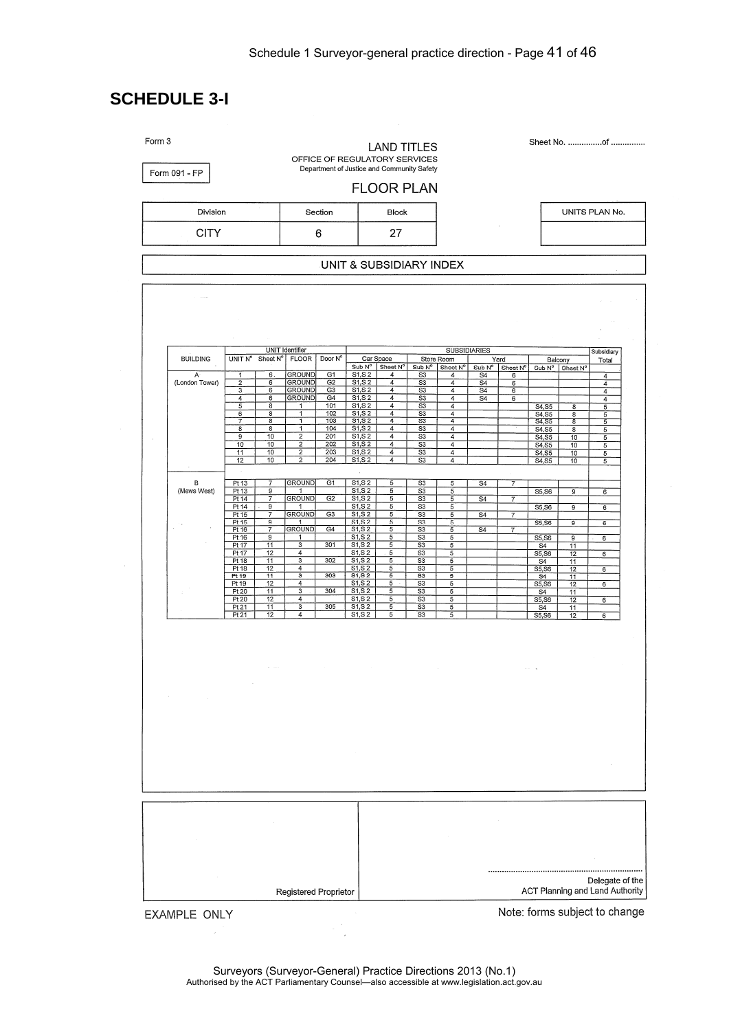# SCHEDULE 3-I

Form 3

Form 091 - FP

LAND TITLES
OFFICE OF REGULATORY SERVICES
Department of Justice and Community Safety

FLOOR PLAN

Sheet No. ...............of ...............

| Division | Section | Block |
|---|---|---|
| CITY | 6 | 27 |

| UNITS PLAN No. |
|---|
| |

UNIT & SUBSIDIARY INDEX

| BUILDING | UNIT Identifier | | | | SUBSIDIARIES | | | | | | | | Subsidiary Total |
|---|---|---|---|---|---|---|---|---|---|---|---|---|---|
| | UNIT N° | Sheet N° | FLOOR | Door N° | Car Space | | Store Room | | Yard | | Balcony | | |
| | | | | | Sub N° | Sheet N° | Sub N° | Sheet N° | Sub N° | Sheet N° | Sub N° | Sheet N° | |
| A (London Tower) | 1 | 6 | GROUND | G1 | S1,S 2 | 4 | S3 | 4 | S4 | 6 | | | 4 |
| | 2 | 6 | GROUND | G2 | S1,S 2 | 4 | S3 | 4 | S4 | 6 | | | 4 |
| | 3 | 6 | GROUND | G3 | S1,S 2 | 4 | S3 | 4 | S4 | 6 | | | 4 |
| | 4 | 6 | GROUND | G4 | S1,S 2 | 4 | S3 | 4 | S4 | 6 | | | 4 |
| | 5 | 8 | 1 | 101 | S1,S 2 | 4 | S3 | 4 | | | S4,S5 | 8 | 5 |
| | 6 | 8 | 1 | 102 | S1,S 2 | 4 | S3 | 4 | | | S4,S5 | 8 | 5 |
| | 7 | 8 | 1 | 103 | S1,S 2 | 4 | S3 | 4 | | | S4,S5 | 8 | 5 |
| | 8 | 8 | 1 | 104 | S1,S 2 | 4 | S3 | 4 | | | S4,S5 | 8 | 5 |
| | 9 | 10 | 2 | 201 | S1,S 2 | 4 | S3 | 4 | | | S4,S5 | 10 | 5 |
| | 10 | 10 | 2 | 202 | S1,S 2 | 4 | S3 | 4 | | | S4,S5 | 10 | 5 |
| | 11 | 10 | 2 | 203 | S1,S 2 | 4 | S3 | 4 | | | S4,S5 | 10 | 5 |
| | 12 | 10 | 2 | 204 | S1,S 2 | 4 | S3 | 4 | | | S4,S5 | 10 | 5 |
| | | | | | | | | | | | | | |
| B (Mews West) | Pt 13 | 7 | GROUND | G1 | S1,S 2 | 5 | S3 | 5 | S4 | 7 | | | |
| | Pt 13 | 9 | 1 | | S1,S 2 | 5 | S3 | 5 | | | S5,S6 | 9 | 6 |
| | Pt 14 | 7 | GROUND | G2 | S1,S 2 | 5 | S3 | 5 | S4 | 7 | | | |
| | Pt 14 | 9 | 1 | | S1,S 2 | 5 | S3 | 5 | | | S5,S6 | 9 | 6 |
| | Pt 15 | 7 | GROUND | G3 | S1,S 2 | 5 | S3 | 5 | S4 | 7 | | | |
| | Pt 15 | 9 | 1 | | S1,S 2 | 5 | S3 | 5 | | | S5,S6 | 9 | 6 |
| | Pt 16 | 7 | GROUND | G4 | S1,S 2 | 5 | S3 | 5 | S4 | 7 | | | |
| | Pt 16 | 9 | 1 | | S1,S 2 | 5 | S3 | 5 | | | S5,S6 | 9 | 6 |
| | Pt 17 | 11 | 3 | 301 | S1,S 2 | 5 | S3 | 5 | | | S4 | 11 | |
| | Pt 17 | 12 | 4 | | S1,S 2 | 5 | S3 | 5 | | | S5,S6 | 12 | 6 |
| | Pt 18 | 11 | 3 | 302 | S1,S 2 | 5 | S3 | 5 | | | S4 | 11 | |
| | Pt 18 | 12 | 4 | | S1,S 2 | 5 | S3 | 5 | | | S5,S6 | 12 | 6 |
| | Pt 19 | 11 | 3 | 303 | S1,S 2 | 5 | S3 | 5 | | | S4 | 11 | |
| | Pt 19 | 12 | 4 | | S1,S 2 | 5 | S3 | 5 | | | S5,S6 | 12 | 6 |
| | Pt 20 | 11 | 3 | 304 | S1,S 2 | 5 | S3 | 5 | | | S4 | 11 | |
| | Pt 20 | 12 | 4 | | S1,S 2 | 5 | S3 | 5 | | | S5,S6 | 12 | 6 |
| | Pt 21 | 11 | 3 | 305 | S1,S 2 | 5 | S3 | 5 | | | S4 | 11 | |
| | Pt 21 | 12 | 4 | | S1,S 2 | 5 | S3 | 5 | | | S5,S6 | 12 | 6 |

| Registered Proprietor | ..................................................................... Delegate of the ACT Planning and Land Authority |
|---|---|

EXAMPLE ONLY

Note: forms subject to change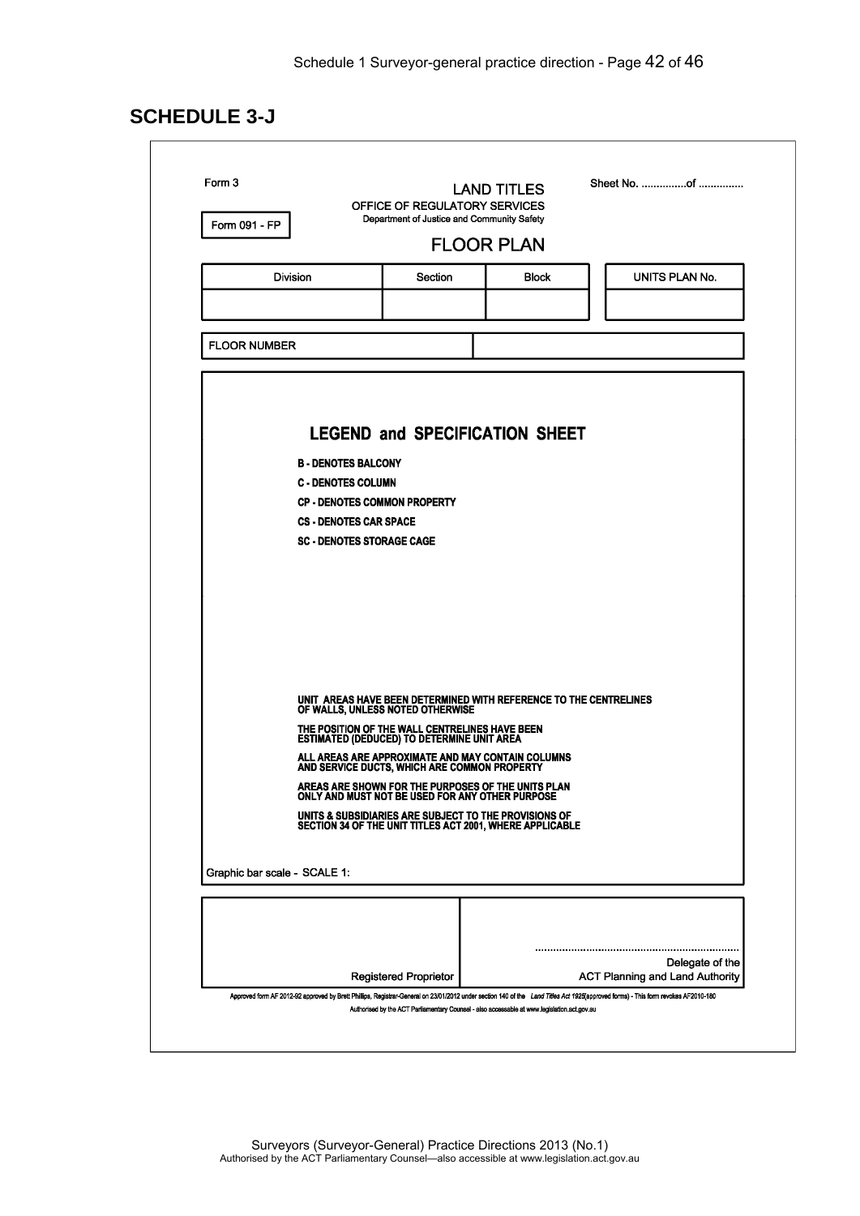## SCHEDULE 3-J

Form 3

LAND TITLES

OFFICE OF REGULATORY SERVICES

Department of Justice and Community Safety

Sheet No. ...............of ...............

Form 091 - FP

FLOOR PLAN

| Division | Section | Block | UNITS PLAN No. |
|---|---|---|---|
| | | | |

| FLOOR NUMBER | |
|---|---|

**LEGEND and SPECIFICATION SHEET**

**B - DENOTES BALCONY**

**C - DENOTES COLUMN**

**CP - DENOTES COMMON PROPERTY**

**CS - DENOTES CAR SPACE**

**SC - DENOTES STORAGE CAGE**

**UNIT AREAS HAVE BEEN DETERMINED WITH REFERENCE TO THE CENTRELINES OF WALLS, UNLESS NOTED OTHERWISE**

**THE POSITION OF THE WALL CENTRELINES HAVE BEEN ESTIMATED (DEDUCED) TO DETERMINE UNIT AREA**

**ALL AREAS ARE APPROXIMATE AND MAY CONTAIN COLUMNS AND SERVICE DUCTS, WHICH ARE COMMON PROPERTY**

**AREAS ARE SHOWN FOR THE PURPOSES OF THE UNITS PLAN ONLY AND MUST NOT BE USED FOR ANY OTHER PURPOSE**

**UNITS & SUBSIDIARIES ARE SUBJECT TO THE PROVISIONS OF SECTION 34 OF THE UNIT TITLES ACT 2001, WHERE APPLICABLE**

Graphic bar scale - SCALE 1:

| Registered Proprietor | ................................................................... Delegate of the ACT Planning and Land Authority |
|---|---|

Approved form AF 2012-92 approved by Brett Phillips, Registrar-General on 23/01/2012 under section 140 of the *Land Titles Act 1925*(approved forms) - This form revokes AF2010-180

Authorised by the ACT Parliamentary Counsel - also accessable at www.legislation.act.gov.au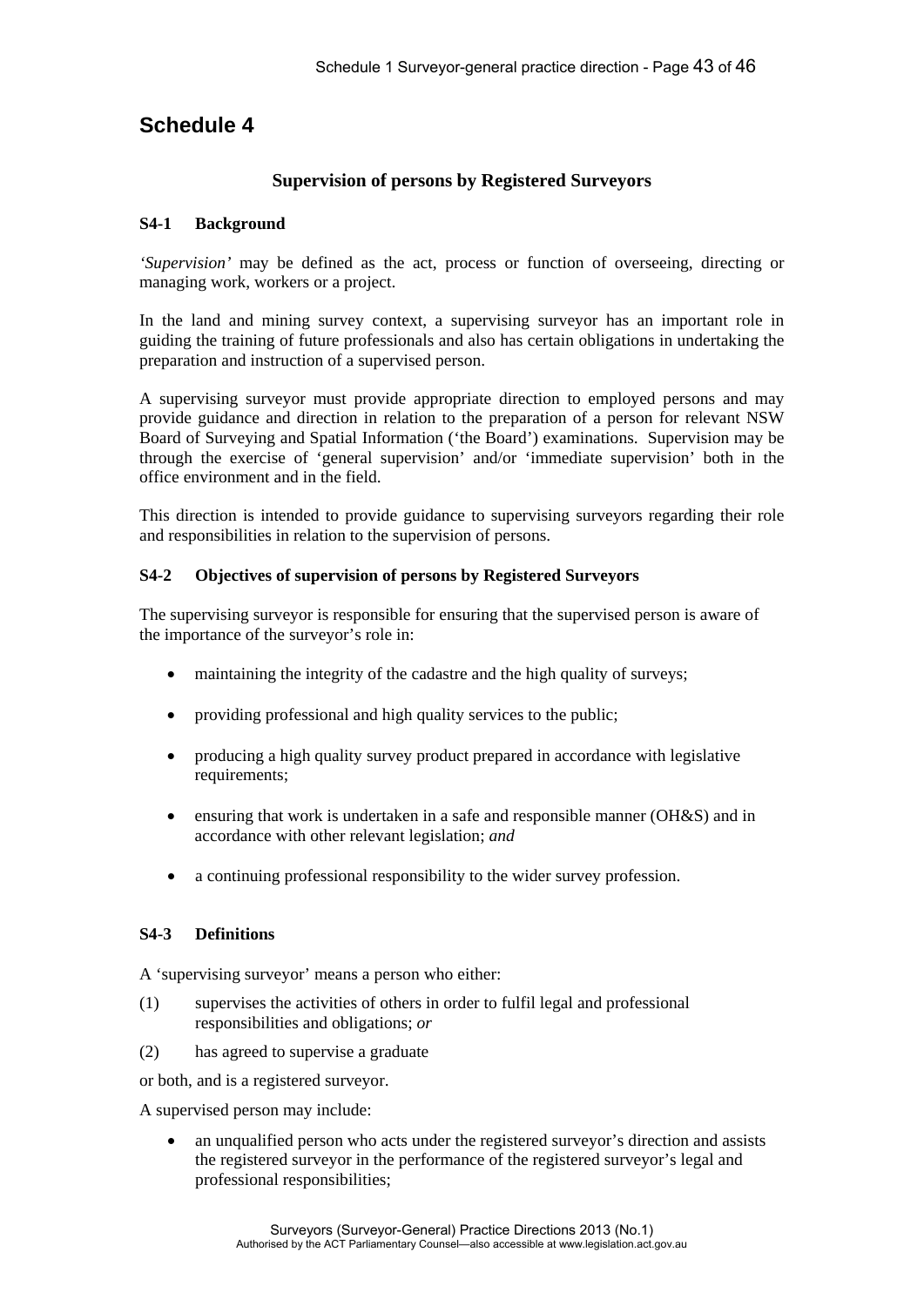# Schedule 4

## Supervision of persons by Registered Surveyors

### S4-1 Background

*'Supervision'* may be defined as the act, process or function of overseeing, directing or managing work, workers or a project.

In the land and mining survey context, a supervising surveyor has an important role in guiding the training of future professionals and also has certain obligations in undertaking the preparation and instruction of a supervised person.

A supervising surveyor must provide appropriate direction to employed persons and may provide guidance and direction in relation to the preparation of a person for relevant NSW Board of Surveying and Spatial Information ('the Board') examinations. Supervision may be through the exercise of 'general supervision' and/or 'immediate supervision' both in the office environment and in the field.

This direction is intended to provide guidance to supervising surveyors regarding their role and responsibilities in relation to the supervision of persons.

### S4-2 Objectives of supervision of persons by Registered Surveyors

The supervising surveyor is responsible for ensuring that the supervised person is aware of the importance of the surveyor's role in:

- maintaining the integrity of the cadastre and the high quality of surveys;
- providing professional and high quality services to the public;
- producing a high quality survey product prepared in accordance with legislative requirements;
- ensuring that work is undertaken in a safe and responsible manner (OH&S) and in accordance with other relevant legislation; *and*
- a continuing professional responsibility to the wider survey profession.

### S4-3 Definitions

A 'supervising surveyor' means a person who either:

(1) supervises the activities of others in order to fulfil legal and professional responsibilities and obligations; *or*

(2) has agreed to supervise a graduate

or both, and is a registered surveyor.

A supervised person may include:

- an unqualified person who acts under the registered surveyor's direction and assists the registered surveyor in the performance of the registered surveyor's legal and professional responsibilities;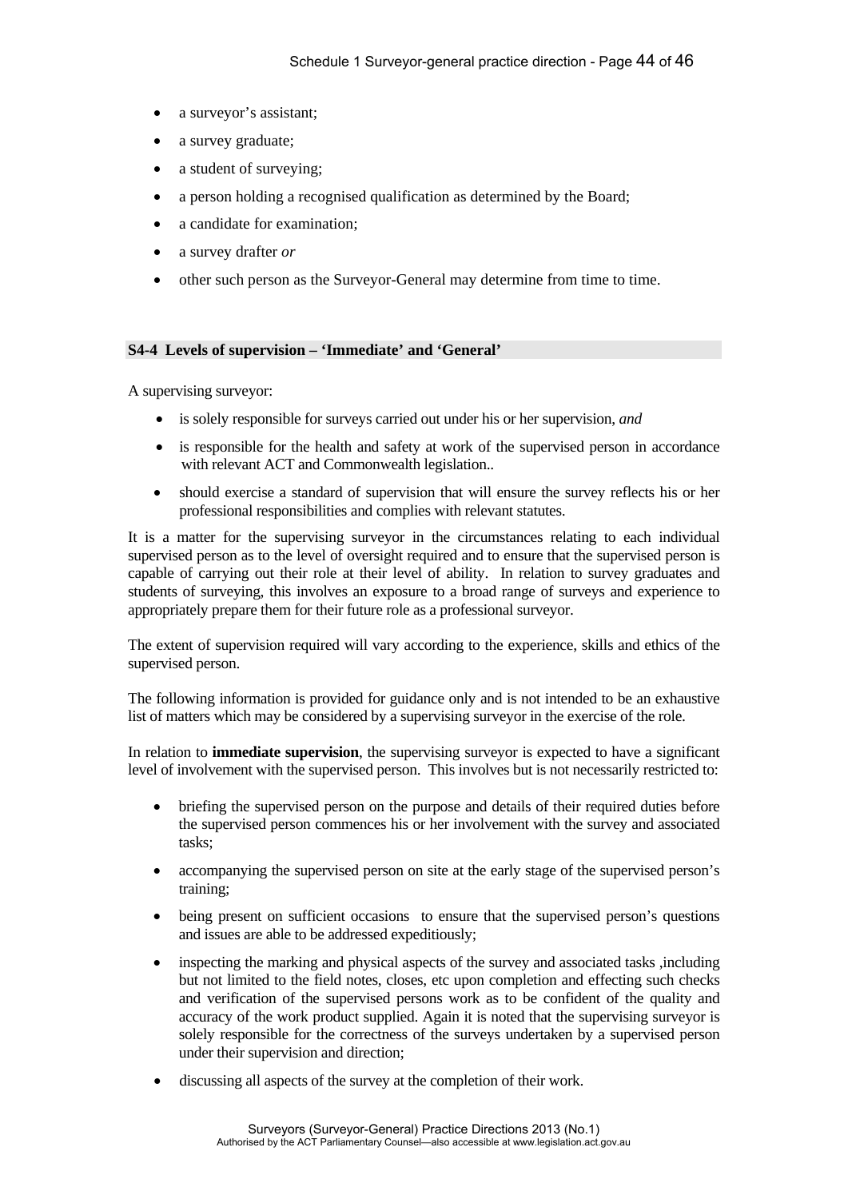- a surveyor's assistant;
- a survey graduate;
- a student of surveying;
- a person holding a recognised qualification as determined by the Board;
- a candidate for examination;
- a survey drafter *or*
- other such person as the Surveyor-General may determine from time to time.

### S4-4 Levels of supervision – 'Immediate' and 'General'

A supervising surveyor:

- is solely responsible for surveys carried out under his or her supervision, *and*
- is responsible for the health and safety at work of the supervised person in accordance with relevant ACT and Commonwealth legislation..
- should exercise a standard of supervision that will ensure the survey reflects his or her professional responsibilities and complies with relevant statutes.

It is a matter for the supervising surveyor in the circumstances relating to each individual supervised person as to the level of oversight required and to ensure that the supervised person is capable of carrying out their role at their level of ability. In relation to survey graduates and students of surveying, this involves an exposure to a broad range of surveys and experience to appropriately prepare them for their future role as a professional surveyor.

The extent of supervision required will vary according to the experience, skills and ethics of the supervised person.

The following information is provided for guidance only and is not intended to be an exhaustive list of matters which may be considered by a supervising surveyor in the exercise of the role.

In relation to **immediate supervision**, the supervising surveyor is expected to have a significant level of involvement with the supervised person. This involves but is not necessarily restricted to:

- briefing the supervised person on the purpose and details of their required duties before the supervised person commences his or her involvement with the survey and associated tasks;
- accompanying the supervised person on site at the early stage of the supervised person's training;
- being present on sufficient occasions to ensure that the supervised person's questions and issues are able to be addressed expeditiously;
- inspecting the marking and physical aspects of the survey and associated tasks ,including but not limited to the field notes, closes, etc upon completion and effecting such checks and verification of the supervised persons work as to be confident of the quality and accuracy of the work product supplied. Again it is noted that the supervising surveyor is solely responsible for the correctness of the surveys undertaken by a supervised person under their supervision and direction;
- discussing all aspects of the survey at the completion of their work.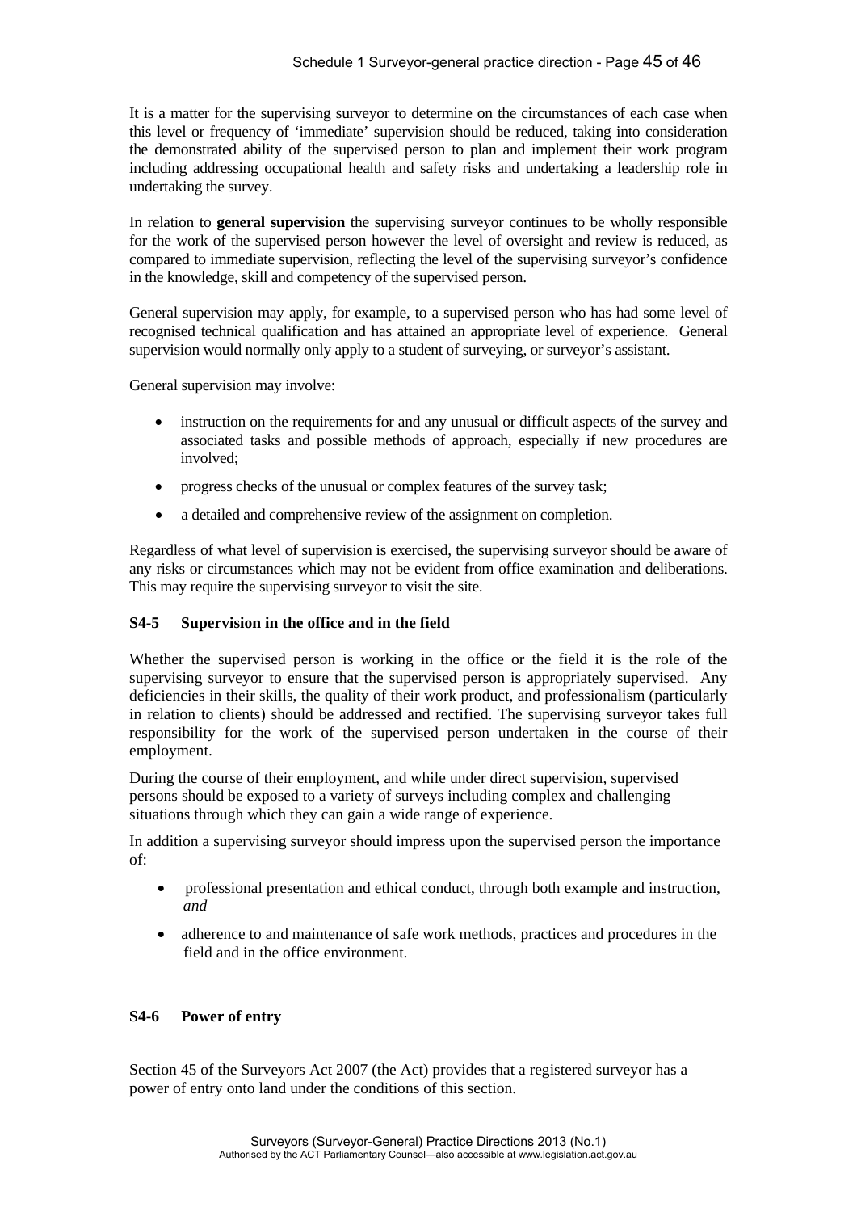It is a matter for the supervising surveyor to determine on the circumstances of each case when this level or frequency of 'immediate' supervision should be reduced, taking into consideration the demonstrated ability of the supervised person to plan and implement their work program including addressing occupational health and safety risks and undertaking a leadership role in undertaking the survey.

In relation to **general supervision** the supervising surveyor continues to be wholly responsible for the work of the supervised person however the level of oversight and review is reduced, as compared to immediate supervision, reflecting the level of the supervising surveyor's confidence in the knowledge, skill and competency of the supervised person.

General supervision may apply, for example, to a supervised person who has had some level of recognised technical qualification and has attained an appropriate level of experience. General supervision would normally only apply to a student of surveying, or surveyor's assistant.

General supervision may involve:

- instruction on the requirements for and any unusual or difficult aspects of the survey and associated tasks and possible methods of approach, especially if new procedures are involved;
- progress checks of the unusual or complex features of the survey task;
- a detailed and comprehensive review of the assignment on completion.

Regardless of what level of supervision is exercised, the supervising surveyor should be aware of any risks or circumstances which may not be evident from office examination and deliberations. This may require the supervising surveyor to visit the site.

### S4-5 Supervision in the office and in the field

Whether the supervised person is working in the office or the field it is the role of the supervising surveyor to ensure that the supervised person is appropriately supervised. Any deficiencies in their skills, the quality of their work product, and professionalism (particularly in relation to clients) should be addressed and rectified. The supervising surveyor takes full responsibility for the work of the supervised person undertaken in the course of their employment.

During the course of their employment, and while under direct supervision, supervised persons should be exposed to a variety of surveys including complex and challenging situations through which they can gain a wide range of experience.

In addition a supervising surveyor should impress upon the supervised person the importance of:

- professional presentation and ethical conduct, through both example and instruction, *and*
- adherence to and maintenance of safe work methods, practices and procedures in the field and in the office environment.

### S4-6 Power of entry

Section 45 of the Surveyors Act 2007 (the Act) provides that a registered surveyor has a power of entry onto land under the conditions of this section.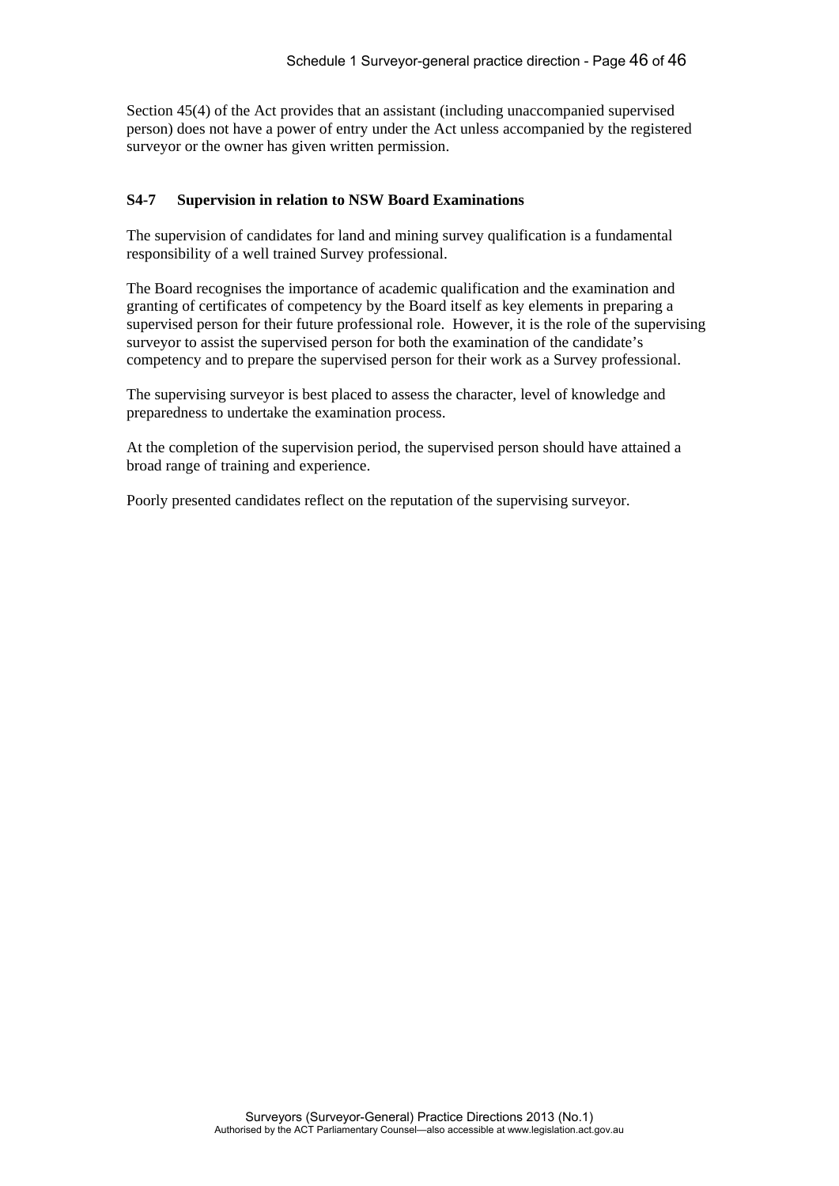Section 45(4) of the Act provides that an assistant (including unaccompanied supervised person) does not have a power of entry under the Act unless accompanied by the registered surveyor or the owner has given written permission.

### S4-7 Supervision in relation to NSW Board Examinations

The supervision of candidates for land and mining survey qualification is a fundamental responsibility of a well trained Survey professional.

The Board recognises the importance of academic qualification and the examination and granting of certificates of competency by the Board itself as key elements in preparing a supervised person for their future professional role. However, it is the role of the supervising surveyor to assist the supervised person for both the examination of the candidate's competency and to prepare the supervised person for their work as a Survey professional.

The supervising surveyor is best placed to assess the character, level of knowledge and preparedness to undertake the examination process.

At the completion of the supervision period, the supervised person should have attained a broad range of training and experience.

Poorly presented candidates reflect on the reputation of the supervising surveyor.